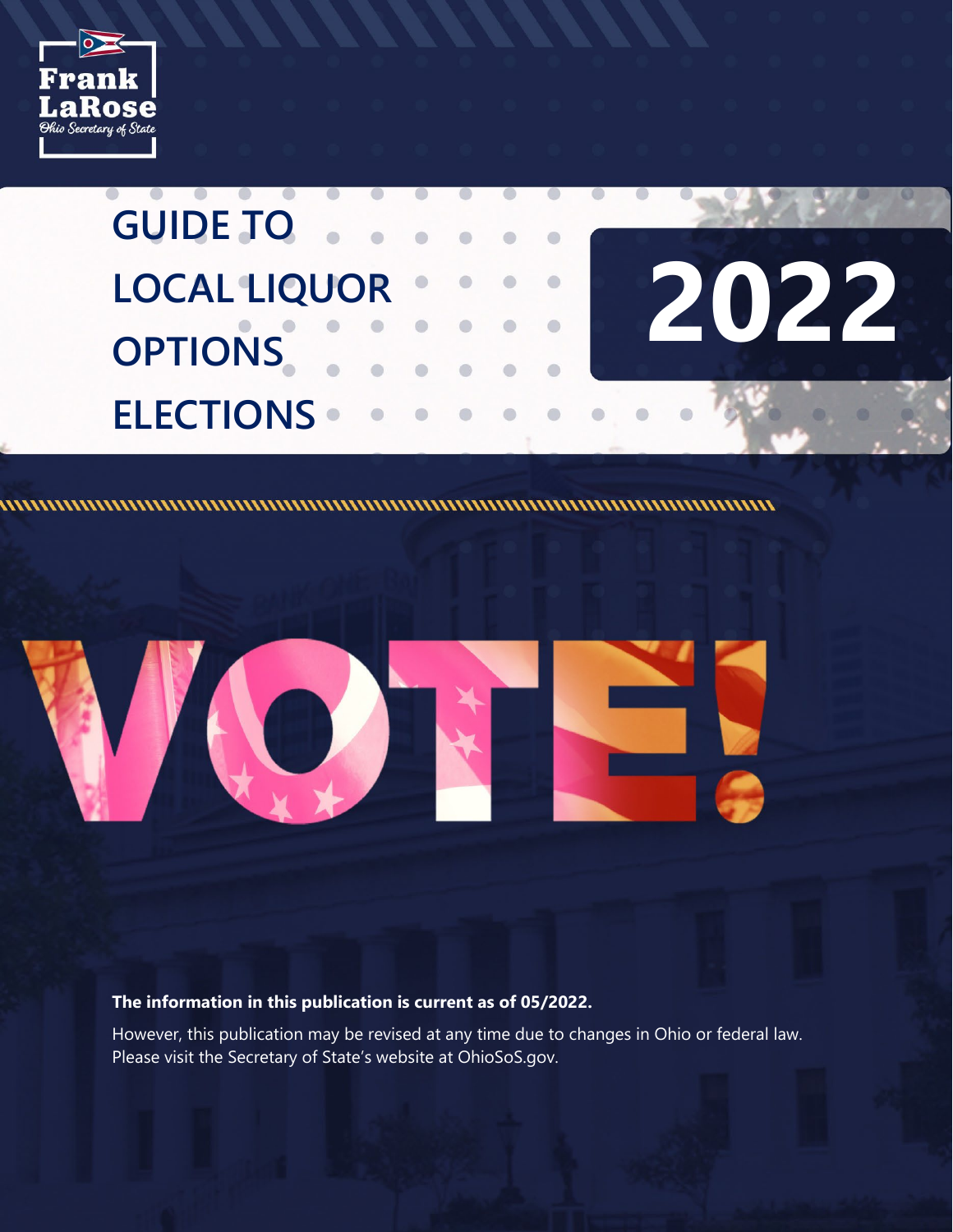Frank LaRose
*Ohio Secretary of State*

# GUIDE TO LOCAL LIQUOR OPTIONS ELECTIONS

# 2022

# VOTE!

**The information in this publication is current as of 05/2022.**

However, this publication may be revised at any time due to changes in Ohio or federal law. Please visit the Secretary of State's website at OhioSoS.gov.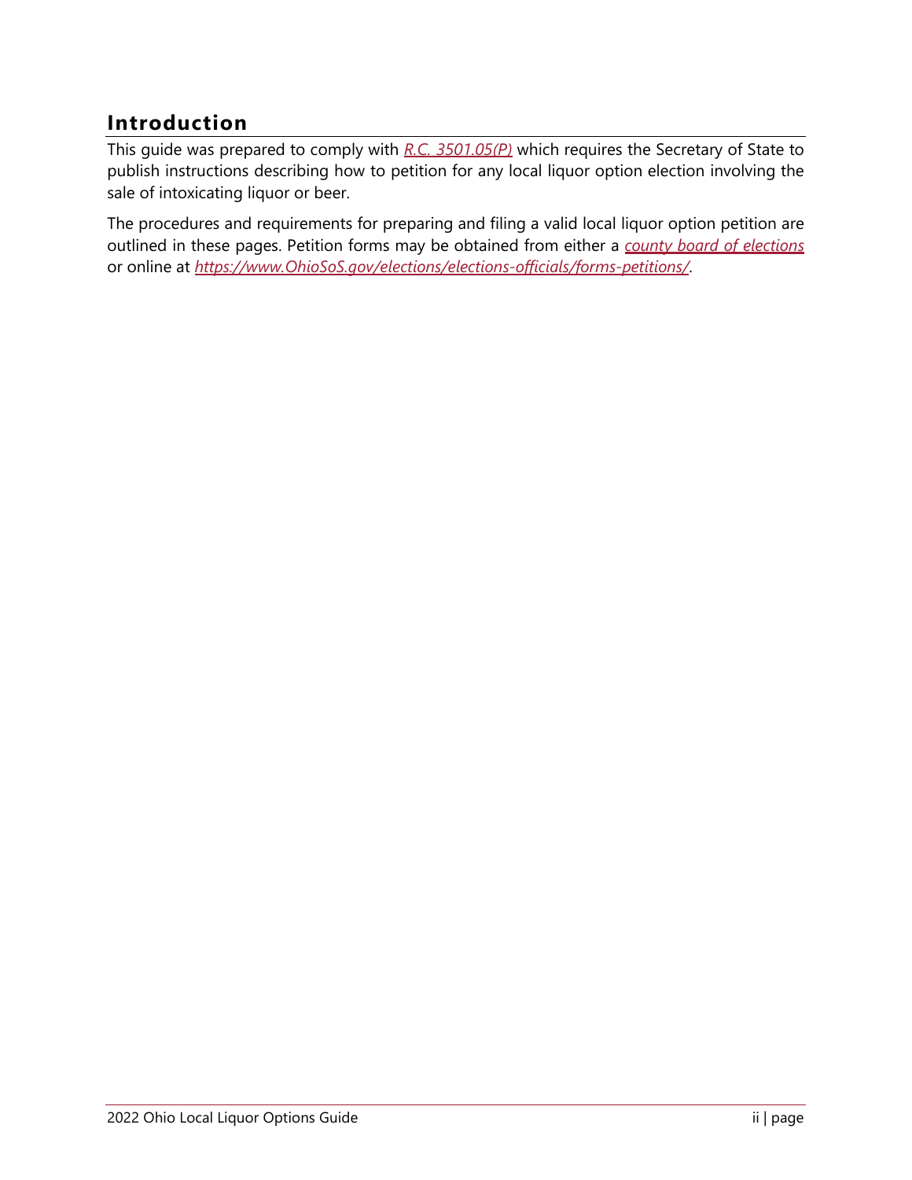## Introduction

This guide was prepared to comply with *R.C. 3501.05(P)* which requires the Secretary of State to publish instructions describing how to petition for any local liquor option election involving the sale of intoxicating liquor or beer.

The procedures and requirements for preparing and filing a valid local liquor option petition are outlined in these pages. Petition forms may be obtained from either a *county board of elections* or online at *https://www.OhioSoS.gov/elections/elections-officials/forms-petitions/*.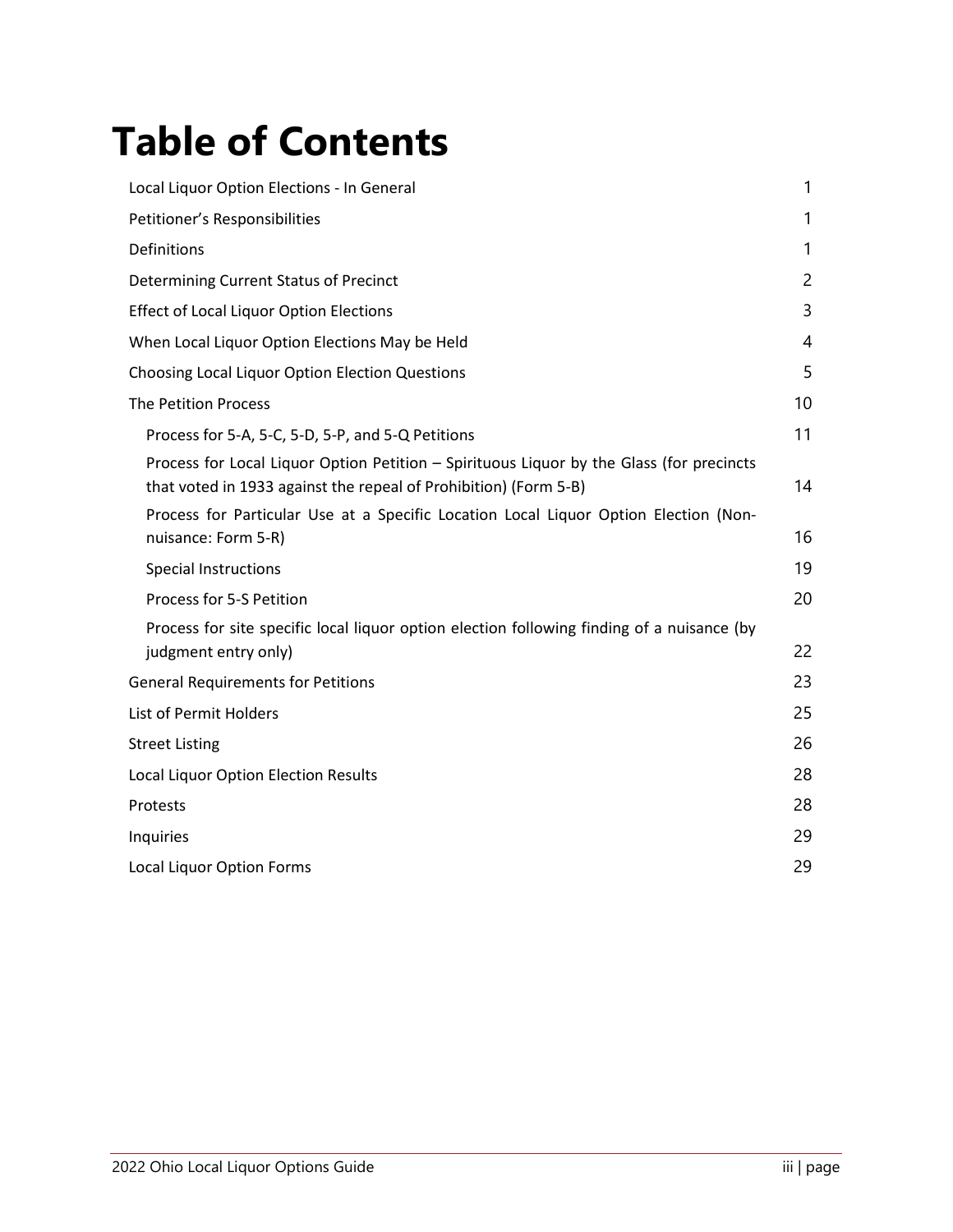# Table of Contents

| | |
|---|---|
| Local Liquor Option Elections - In General | 1 |
| Petitioner's Responsibilities | 1 |
| Definitions | 1 |
| Determining Current Status of Precinct | 2 |
| Effect of Local Liquor Option Elections | 3 |
| When Local Liquor Option Elections May be Held | 4 |
| Choosing Local Liquor Option Election Questions | 5 |
| The Petition Process | 10 |
| Process for 5-A, 5-C, 5-D, 5-P, and 5-Q Petitions | 11 |
| Process for Local Liquor Option Petition – Spirituous Liquor by the Glass (for precincts that voted in 1933 against the repeal of Prohibition) (Form 5-B) | 14 |
| Process for Particular Use at a Specific Location Local Liquor Option Election (Non-nuisance: Form 5-R) | 16 |
| Special Instructions | 19 |
| Process for 5-S Petition | 20 |
| Process for site specific local liquor option election following finding of a nuisance (by judgment entry only) | 22 |
| General Requirements for Petitions | 23 |
| List of Permit Holders | 25 |
| Street Listing | 26 |
| Local Liquor Option Election Results | 28 |
| Protests | 28 |
| Inquiries | 29 |
| Local Liquor Option Forms | 29 |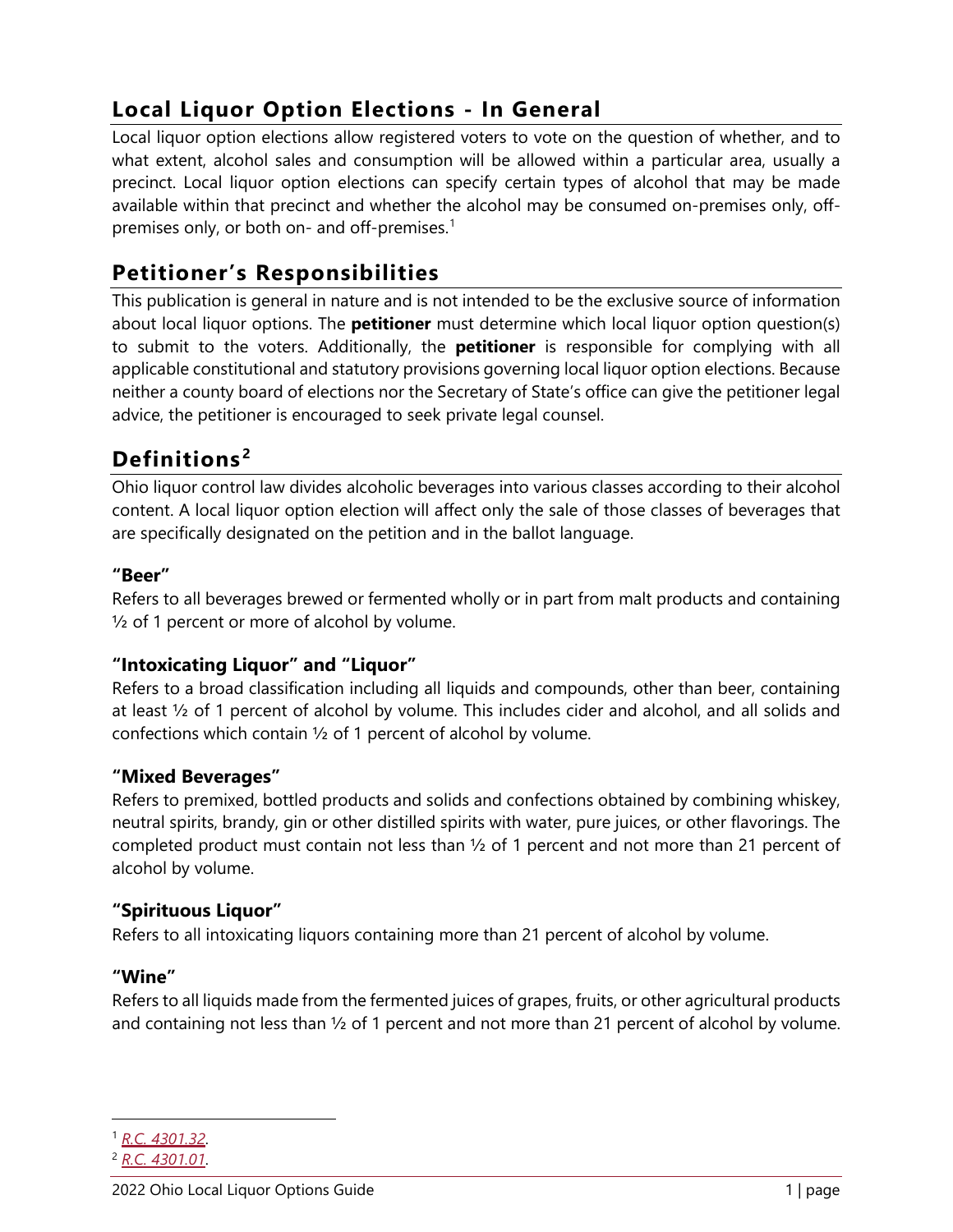## Local Liquor Option Elections - In General

Local liquor option elections allow registered voters to vote on the question of whether, and to what extent, alcohol sales and consumption will be allowed within a particular area, usually a precinct. Local liquor option elections can specify certain types of alcohol that may be made available within that precinct and whether the alcohol may be consumed on-premises only, off-premises only, or both on- and off-premises.[1]

## Petitioner's Responsibilities

This publication is general in nature and is not intended to be the exclusive source of information about local liquor options. The **petitioner** must determine which local liquor option question(s) to submit to the voters. Additionally, the **petitioner** is responsible for complying with all applicable constitutional and statutory provisions governing local liquor option elections. Because neither a county board of elections nor the Secretary of State's office can give the petitioner legal advice, the petitioner is encouraged to seek private legal counsel.

## Definitions[2]

Ohio liquor control law divides alcoholic beverages into various classes according to their alcohol content. A local liquor option election will affect only the sale of those classes of beverages that are specifically designated on the petition and in the ballot language.

### "Beer"

Refers to all beverages brewed or fermented wholly or in part from malt products and containing ½ of 1 percent or more of alcohol by volume.

### "Intoxicating Liquor" and "Liquor"

Refers to a broad classification including all liquids and compounds, other than beer, containing at least ½ of 1 percent of alcohol by volume. This includes cider and alcohol, and all solids and confections which contain ½ of 1 percent of alcohol by volume.

### "Mixed Beverages"

Refers to premixed, bottled products and solids and confections obtained by combining whiskey, neutral spirits, brandy, gin or other distilled spirits with water, pure juices, or other flavorings. The completed product must contain not less than ½ of 1 percent and not more than 21 percent of alcohol by volume.

### "Spirituous Liquor"

Refers to all intoxicating liquors containing more than 21 percent of alcohol by volume.

### "Wine"

Refers to all liquids made from the fermented juices of grapes, fruits, or other agricultural products and containing not less than ½ of 1 percent and not more than 21 percent of alcohol by volume.

---

[1] *R.C. 4301.32*.

[2] *R.C. 4301.01*.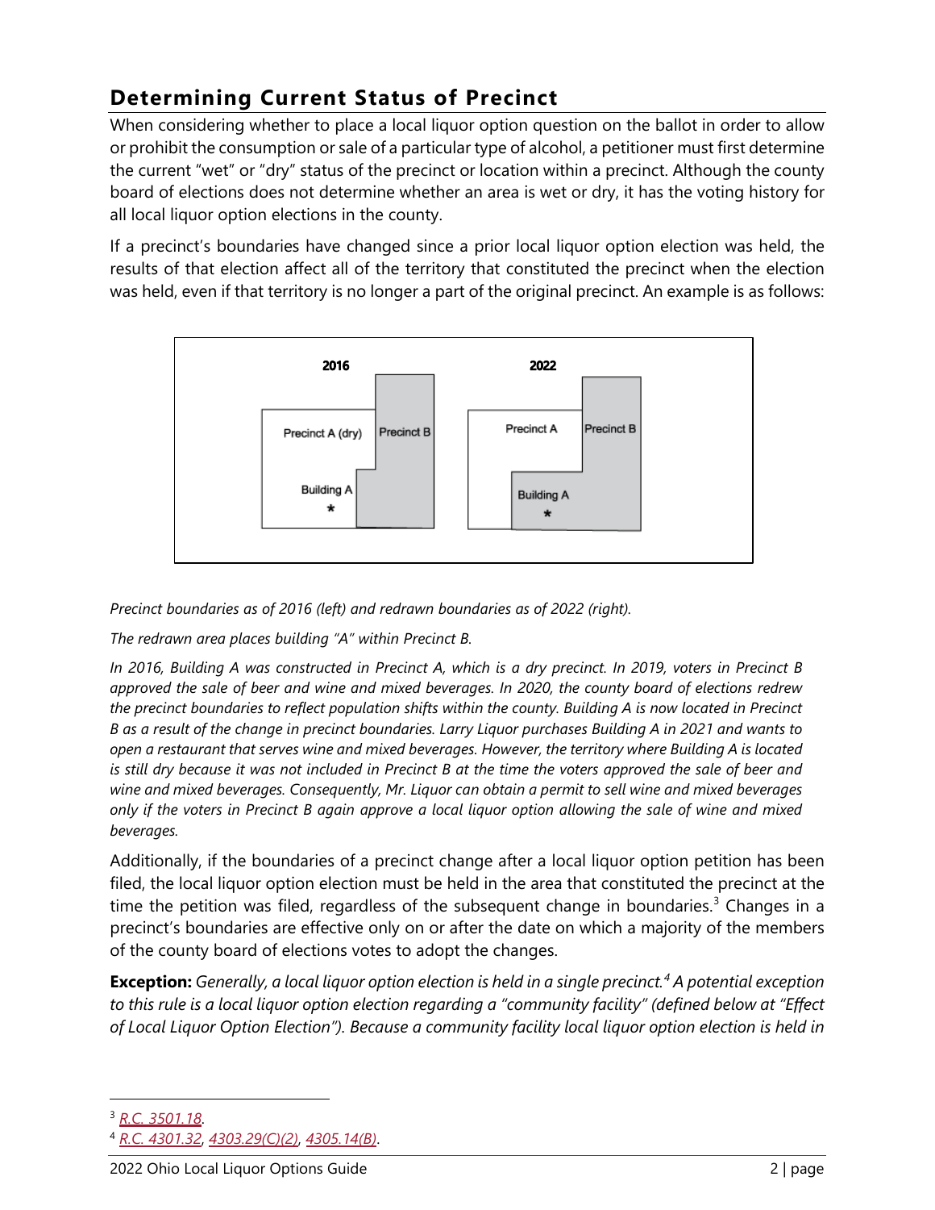## Determining Current Status of Precinct

When considering whether to place a local liquor option question on the ballot in order to allow or prohibit the consumption or sale of a particular type of alcohol, a petitioner must first determine the current "wet" or "dry" status of the precinct or location within a precinct. Although the county board of elections does not determine whether an area is wet or dry, it has the voting history for all local liquor option elections in the county.

If a precinct's boundaries have changed since a prior local liquor option election was held, the results of that election affect all of the territory that constituted the precinct when the election was held, even if that territory is no longer a part of the original precinct. An example is as follows:

*Precinct boundaries as of 2016 (left) and redrawn boundaries as of 2022 (right).*

*The redrawn area places building "A" within Precinct B.*

*In 2016, Building A was constructed in Precinct A, which is a dry precinct. In 2019, voters in Precinct B approved the sale of beer and wine and mixed beverages. In 2020, the county board of elections redrew the precinct boundaries to reflect population shifts within the county. Building A is now located in Precinct B as a result of the change in precinct boundaries. Larry Liquor purchases Building A in 2021 and wants to open a restaurant that serves wine and mixed beverages. However, the territory where Building A is located is still dry because it was not included in Precinct B at the time the voters approved the sale of beer and wine and mixed beverages. Consequently, Mr. Liquor can obtain a permit to sell wine and mixed beverages only if the voters in Precinct B again approve a local liquor option allowing the sale of wine and mixed beverages.*

Additionally, if the boundaries of a precinct change after a local liquor option petition has been filed, the local liquor option election must be held in the area that constituted the precinct at the time the petition was filed, regardless of the subsequent change in boundaries.[3] Changes in a precinct's boundaries are effective only on or after the date on which a majority of the members of the county board of elections votes to adopt the changes.

**Exception:** *Generally, a local liquor option election is held in a single precinct.[4] A potential exception to this rule is a local liquor option election regarding a "community facility" (defined below at "Effect of Local Liquor Option Election"). Because a community facility local liquor option election is held in*

[3] R.C. 3501.18.

[4] R.C. 4301.32, 4303.29(C)(2), 4305.14(B).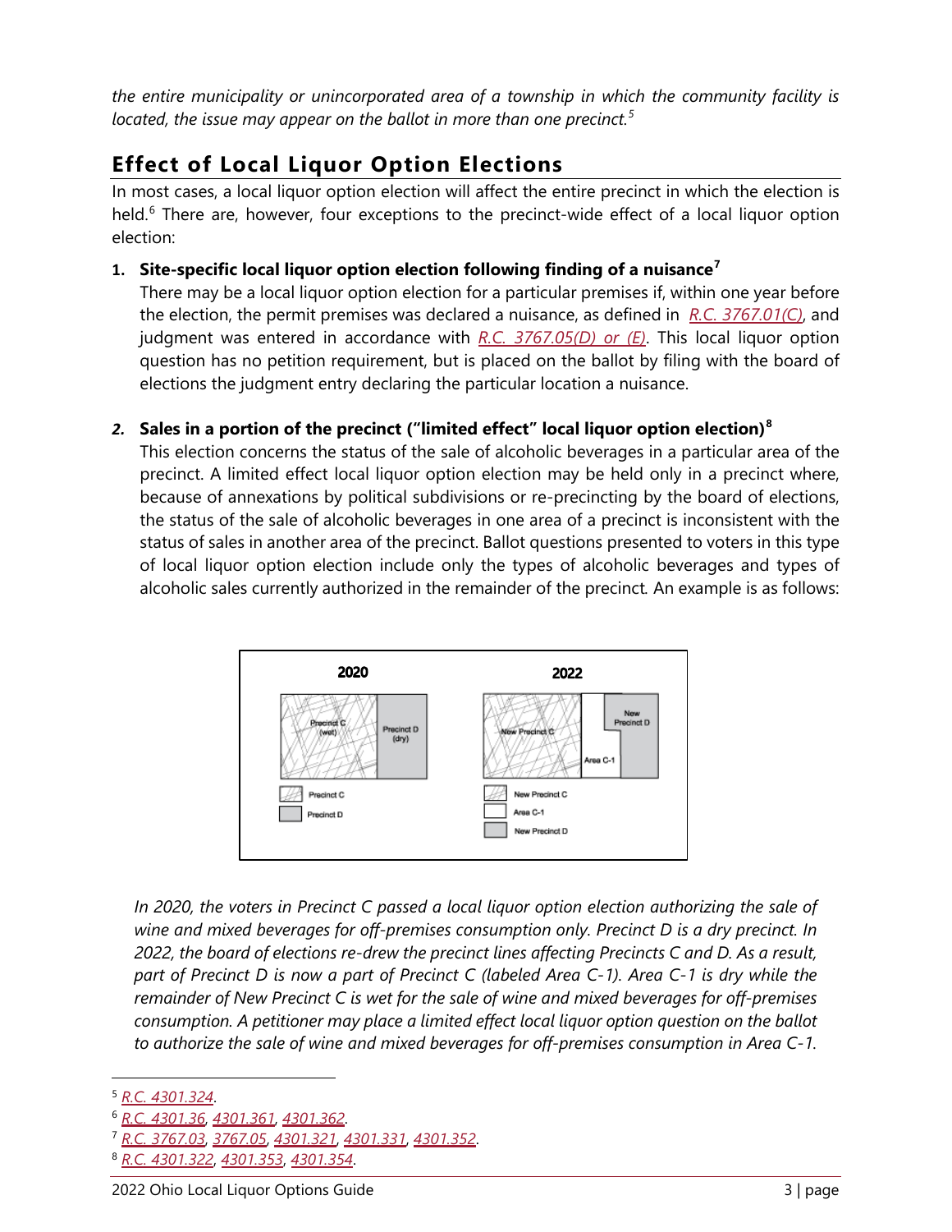*the entire municipality or unincorporated area of a township in which the community facility is located, the issue may appear on the ballot in more than one precinct.*[5]

## Effect of Local Liquor Option Elections

In most cases, a local liquor option election will affect the entire precinct in which the election is held.[6] There are, however, four exceptions to the precinct-wide effect of a local liquor option election:

1. **Site-specific local liquor option election following finding of a nuisance**[7]
   There may be a local liquor option election for a particular premises if, within one year before the election, the permit premises was declared a nuisance, as defined in R.C. 3767.01(C), and judgment was entered in accordance with R.C. 3767.05(D) or (E). This local liquor option question has no petition requirement, but is placed on the ballot by filing with the board of elections the judgment entry declaring the particular location a nuisance.

2. **Sales in a portion of the precinct ("limited effect" local liquor option election)**[8]
   This election concerns the status of the sale of alcoholic beverages in a particular area of the precinct. A limited effect local liquor option election may be held only in a precinct where, because of annexations by political subdivisions or re-precincting by the board of elections, the status of the sale of alcoholic beverages in one area of a precinct is inconsistent with the status of sales in another area of the precinct. Ballot questions presented to voters in this type of local liquor option election include only the types of alcoholic beverages and types of alcoholic sales currently authorized in the remainder of the precinct. An example is as follows:

   *In 2020, the voters in Precinct C passed a local liquor option election authorizing the sale of wine and mixed beverages for off-premises consumption only. Precinct D is a dry precinct. In 2022, the board of elections re-drew the precinct lines affecting Precincts C and D. As a result, part of Precinct D is now a part of Precinct C (labeled Area C-1). Area C-1 is dry while the remainder of New Precinct C is wet for the sale of wine and mixed beverages for off-premises consumption. A petitioner may place a limited effect local liquor option question on the ballot to authorize the sale of wine and mixed beverages for off-premises consumption in Area C-1.*

---

[5] R.C. 4301.324.

[6] R.C. 4301.36, 4301.361, 4301.362.

[7] R.C. 3767.03, 3767.05, 4301.321, 4301.331, 4301.352.

[8] R.C. 4301.322, 4301.353, 4301.354.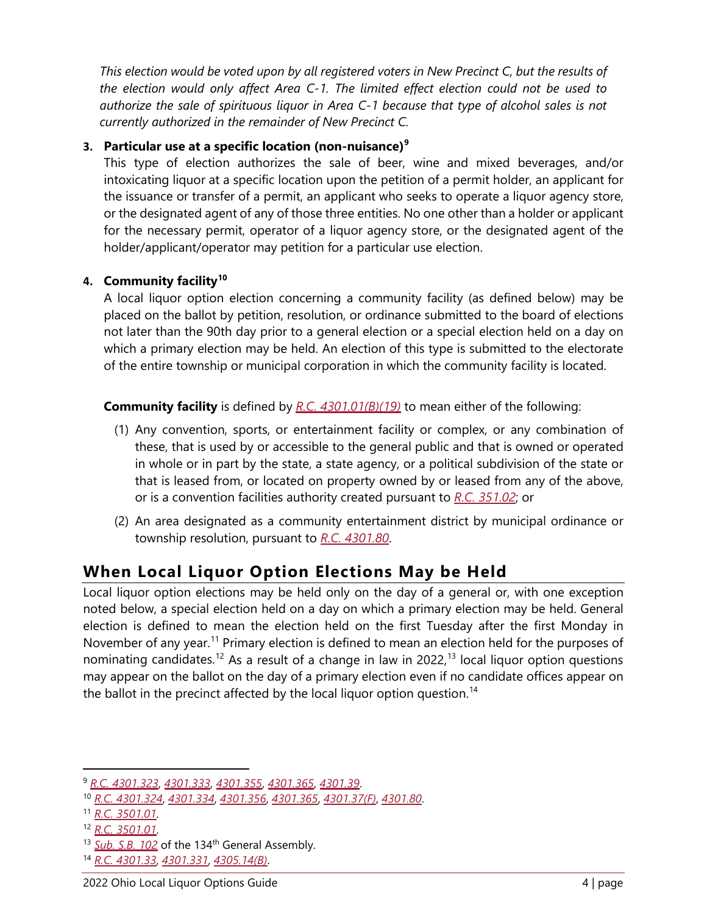*This election would be voted upon by all registered voters in New Precinct C, but the results of the election would only affect Area C-1. The limited effect election could not be used to authorize the sale of spirituous liquor in Area C-1 because that type of alcohol sales is not currently authorized in the remainder of New Precinct C.*

3. **Particular use at a specific location (non-nuisance)**[9]

   This type of election authorizes the sale of beer, wine and mixed beverages, and/or intoxicating liquor at a specific location upon the petition of a permit holder, an applicant for the issuance or transfer of a permit, an applicant who seeks to operate a liquor agency store, or the designated agent of any of those three entities. No one other than a holder or applicant for the necessary permit, operator of a liquor agency store, or the designated agent of the holder/applicant/operator may petition for a particular use election.

4. **Community facility**[10]

   A local liquor option election concerning a community facility (as defined below) may be placed on the ballot by petition, resolution, or ordinance submitted to the board of elections not later than the 90th day prior to a general election or a special election held on a day on which a primary election may be held. An election of this type is submitted to the electorate of the entire township or municipal corporation in which the community facility is located.

   **Community facility** is defined by *R.C. 4301.01(B)(19)* to mean either of the following:

   (1) Any convention, sports, or entertainment facility or complex, or any combination of these, that is used by or accessible to the general public and that is owned or operated in whole or in part by the state, a state agency, or a political subdivision of the state or that is leased from, or located on property owned by or leased from any of the above, or is a convention facilities authority created pursuant to *R.C. 351.02*; or

   (2) An area designated as a community entertainment district by municipal ordinance or township resolution, pursuant to *R.C. 4301.80*.

## When Local Liquor Option Elections May be Held

Local liquor option elections may be held only on the day of a general or, with one exception noted below, a special election held on a day on which a primary election may be held. General election is defined to mean the election held on the first Tuesday after the first Monday in November of any year.[11] Primary election is defined to mean an election held for the purposes of nominating candidates.[12] As a result of a change in law in 2022,[13] local liquor option questions may appear on the ballot on the day of a primary election even if no candidate offices appear on the ballot in the precinct affected by the local liquor option question.[14]

---

[9] *R.C. 4301.323*, *4301.333*, *4301.355*, *4301.365*, *4301.39*.

[10] *R.C. 4301.324*, *4301.334*, *4301.356*, *4301.365*, *4301.37(F)*, *4301.80*.

[11] *R.C. 3501.01*.

[12] *R.C. 3501.01*.

[13] *Sub. S.B. 102* of the 134th General Assembly.

[14] *R.C. 4301.33*, *4301.331*, *4305.14(B)*.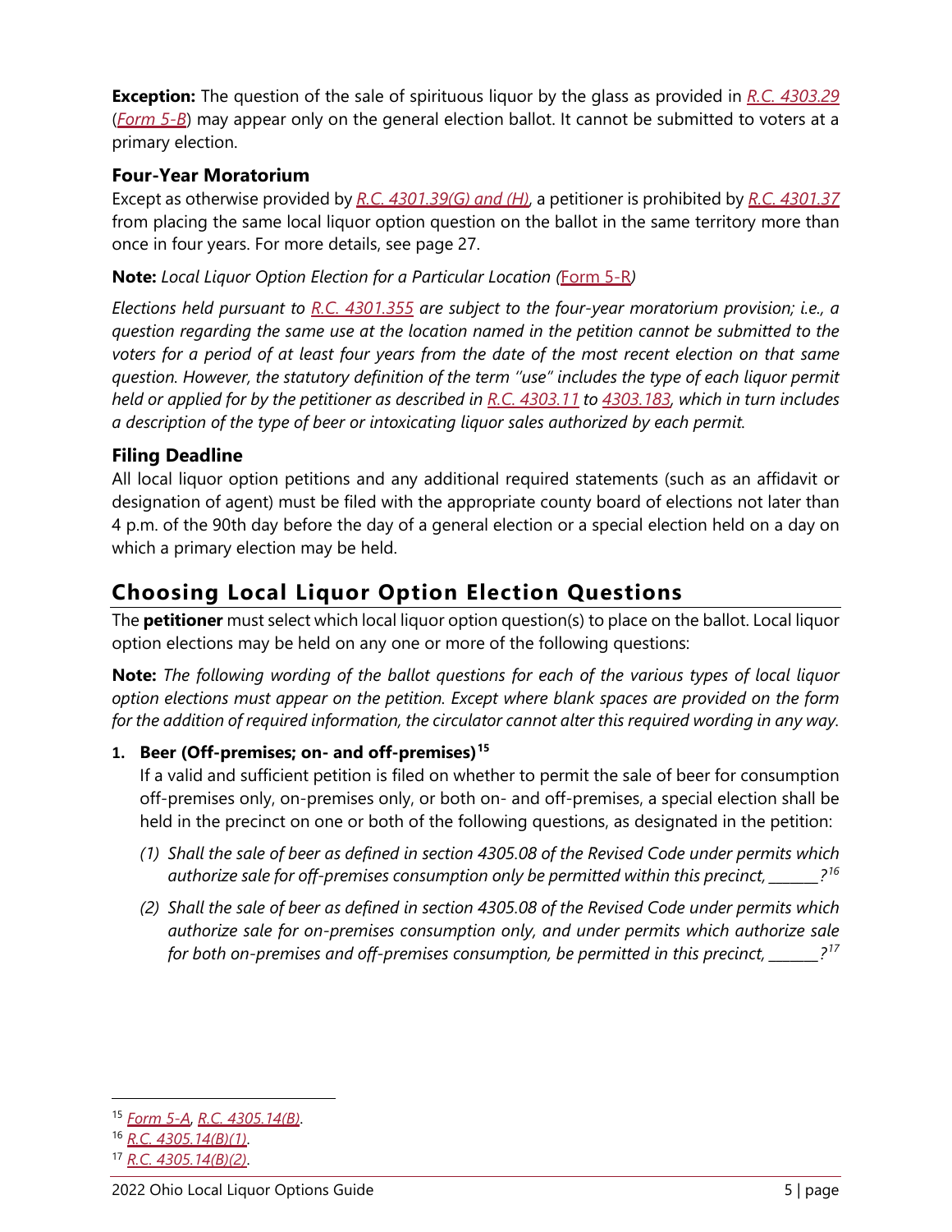**Exception:** The question of the sale of spirituous liquor by the glass as provided in *R.C. 4303.29* (*Form 5-B*) may appear only on the general election ballot. It cannot be submitted to voters at a primary election.

### Four-Year Moratorium

Except as otherwise provided by *R.C. 4301.39(G) and (H)*, a petitioner is prohibited by *R.C. 4301.37* from placing the same local liquor option question on the ballot in the same territory more than once in four years. For more details, see page 27.

**Note:** *Local Liquor Option Election for a Particular Location (*Form 5-R*)*

*Elections held pursuant to R.C. 4301.355 are subject to the four-year moratorium provision; i.e., a question regarding the same use at the location named in the petition cannot be submitted to the voters for a period of at least four years from the date of the most recent election on that same question. However, the statutory definition of the term "use" includes the type of each liquor permit held or applied for by the petitioner as described in R.C. 4303.11 to 4303.183, which in turn includes a description of the type of beer or intoxicating liquor sales authorized by each permit.*

### Filing Deadline

All local liquor option petitions and any additional required statements (such as an affidavit or designation of agent) must be filed with the appropriate county board of elections not later than 4 p.m. of the 90th day before the day of a general election or a special election held on a day on which a primary election may be held.

## Choosing Local Liquor Option Election Questions

The **petitioner** must select which local liquor option question(s) to place on the ballot. Local liquor option elections may be held on any one or more of the following questions:

**Note:** *The following wording of the ballot questions for each of the various types of local liquor option elections must appear on the petition. Except where blank spaces are provided on the form for the addition of required information, the circulator cannot alter this required wording in any way.*

1. **Beer (Off-premises; on- and off-premises)**[15]

   If a valid and sufficient petition is filed on whether to permit the sale of beer for consumption off-premises only, on-premises only, or both on- and off-premises, a special election shall be held in the precinct on one or both of the following questions, as designated in the petition:

   *(1) Shall the sale of beer as defined in section 4305.08 of the Revised Code under permits which authorize sale for off-premises consumption only be permitted within this precinct, _______?*[16]

   *(2) Shall the sale of beer as defined in section 4305.08 of the Revised Code under permits which authorize sale for on-premises consumption only, and under permits which authorize sale for both on-premises and off-premises consumption, be permitted in this precinct, _______?*[17]

---

[15] *Form 5-A*, *R.C. 4305.14(B)*.

[16] *R.C. 4305.14(B)(1)*.

[17] *R.C. 4305.14(B)(2)*.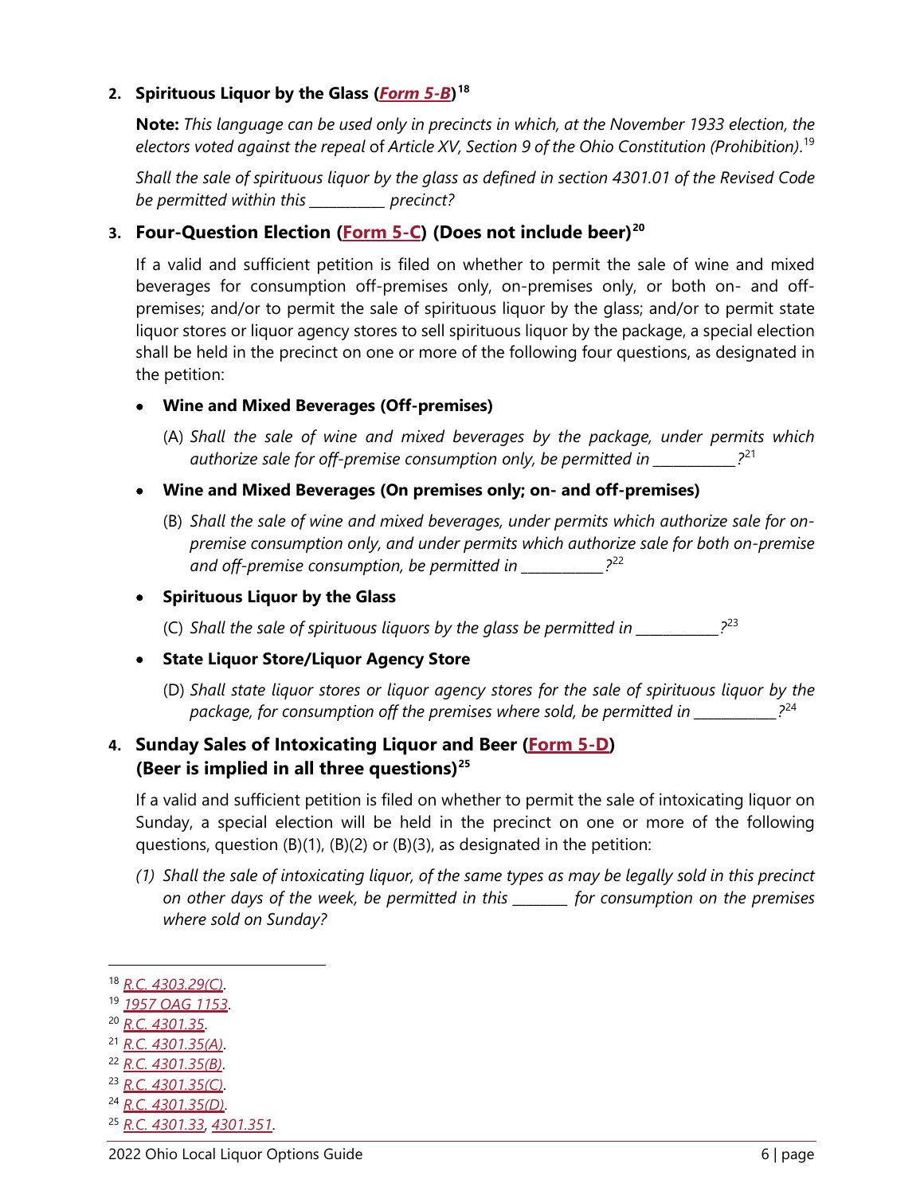2. **Spiritous Liquor by the Glass (*Form 5-B*)[18]**

   **Note:** *This language can be used only in precincts in which, at the November 1933 election, the electors voted against the repeal* of *Article XV, Section 9 of the Ohio Constitution (Prohibition).*[19]

   *Shall the sale of spirituous liquor by the glass as defined in section 4301.01 of the Revised Code be permitted within this __________ precinct?*

3. **Four-Question Election (Form 5-C) (Does not include beer)[20]**

   If a valid and sufficient petition is filed on whether to permit the sale of wine and mixed beverages for consumption off-premises only, on-premises only, or both on- and off-premises; and/or to permit the sale of spirituous liquor by the glass; and/or to permit state liquor stores or liquor agency stores to sell spirituous liquor by the package, a special election shall be held in the precinct on one or more of the following four questions, as designated in the petition:

   - **Wine and Mixed Beverages (Off-premises)**

     (A) *Shall the sale of wine and mixed beverages by the package, under permits which authorize sale for off-premise consumption only, be permitted in ___________?*[21]

   - **Wine and Mixed Beverages (On premises only; on- and off-premises)**

     (B) *Shall the sale of wine and mixed beverages, under permits which authorize sale for on-premise consumption only, and under permits which authorize sale for both on-premise and off-premise consumption, be permitted in ___________?*[22]

   - **Spirituous Liquor by the Glass**

     (C) *Shall the sale of spirituous liquors by the glass be permitted in ___________?*[23]

   - **State Liquor Store/Liquor Agency Store**

     (D) *Shall state liquor stores or liquor agency stores for the sale of spirituous liquor by the package, for consumption off the premises where sold, be permitted in ___________?*[24]

4. **Sunday Sales of Intoxicating Liquor and Beer (Form 5-D) (Beer is implied in all three questions)[25]**

   If a valid and sufficient petition is filed on whether to permit the sale of intoxicating liquor on Sunday, a special election will be held in the precinct on one or more of the following questions, question (B)(1), (B)(2) or (B)(3), as designated in the petition:

   *(1) Shall the sale of intoxicating liquor, of the same types as may be legally sold in this precinct on other days of the week, be permitted in this _______ for consumption on the premises where sold on Sunday?*

---

[18] *R.C. 4303.29(C)*.
[19] *1957 OAG 1153*.
[20] *R.C. 4301.35*.
[21] *R.C. 4301.35(A)*.
[22] *R.C. 4301.35(B)*.
[23] *R.C. 4301.35(C)*.
[24] *R.C. 4301.35(D)*.
[25] *R.C. 4301.33*, *4301.351*.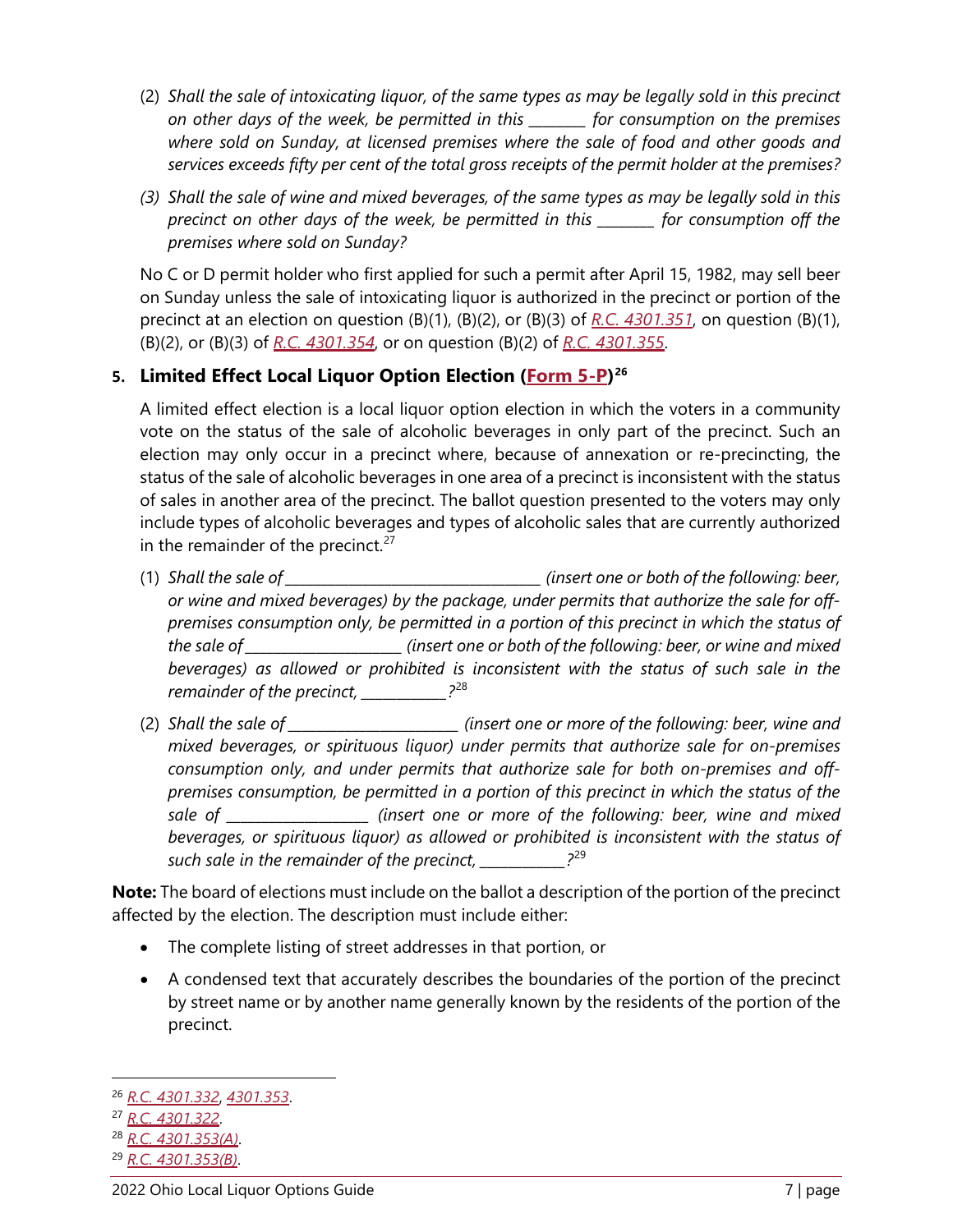(2) *Shall the sale of intoxicating liquor, of the same types as may be legally sold in this precinct on other days of the week, be permitted in this _______ for consumption on the premises where sold on Sunday, at licensed premises where the sale of food and other goods and services exceeds fifty per cent of the total gross receipts of the permit holder at the premises?*

*(3) Shall the sale of wine and mixed beverages, of the same types as may be legally sold in this precinct on other days of the week, be permitted in this _______ for consumption off the premises where sold on Sunday?*

No C or D permit holder who first applied for such a permit after April 15, 1982, may sell beer on Sunday unless the sale of intoxicating liquor is authorized in the precinct or portion of the precinct at an election on question (B)(1), (B)(2), or (B)(3) of *R.C. 4301.351*, on question (B)(1), (B)(2), or (B)(3) of *R.C. 4301.354*, or on question (B)(2) of *R.C. 4301.355*.

### 5. Limited Effect Local Liquor Option Election (Form 5-P)[26]

A limited effect election is a local liquor option election in which the voters in a community vote on the status of the sale of alcoholic beverages in only part of the precinct. Such an election may only occur in a precinct where, because of annexation or re-precincting, the status of the sale of alcoholic beverages in one area of a precinct is inconsistent with the status of sales in another area of the precinct. The ballot question presented to the voters may only include types of alcoholic beverages and types of alcoholic sales that are currently authorized in the remainder of the precinct.[27]

(1) *Shall the sale of _______________________________ (insert one or both of the following: beer, or wine and mixed beverages) by the package, under permits that authorize the sale for off-premises consumption only, be permitted in a portion of this precinct in which the status of the sale of ___________________ (insert one or both of the following: beer, or wine and mixed beverages) as allowed or prohibited is inconsistent with the status of such sale in the remainder of the precinct, __________?*[28]

(2) *Shall the sale of _____________________ (insert one or more of the following: beer, wine and mixed beverages, or spirituous liquor) under permits that authorize sale for on-premises consumption only, and under permits that authorize sale for both on-premises and off-premises consumption, be permitted in a portion of this precinct in which the status of the sale of _________________ (insert one or more of the following: beer, wine and mixed beverages, or spirituous liquor) as allowed or prohibited is inconsistent with the status of such sale in the remainder of the precinct, __________?*[29]

**Note:** The board of elections must include on the ballot a description of the portion of the precinct affected by the election. The description must include either:

- The complete listing of street addresses in that portion, or
- A condensed text that accurately describes the boundaries of the portion of the precinct by street name or by another name generally known by the residents of the portion of the precinct.

---

[26] *R.C. 4301.332*, *4301.353*.

[27] *R.C. 4301.322*.

[28] *R.C. 4301.353(A)*.

[29] *R.C. 4301.353(B)*.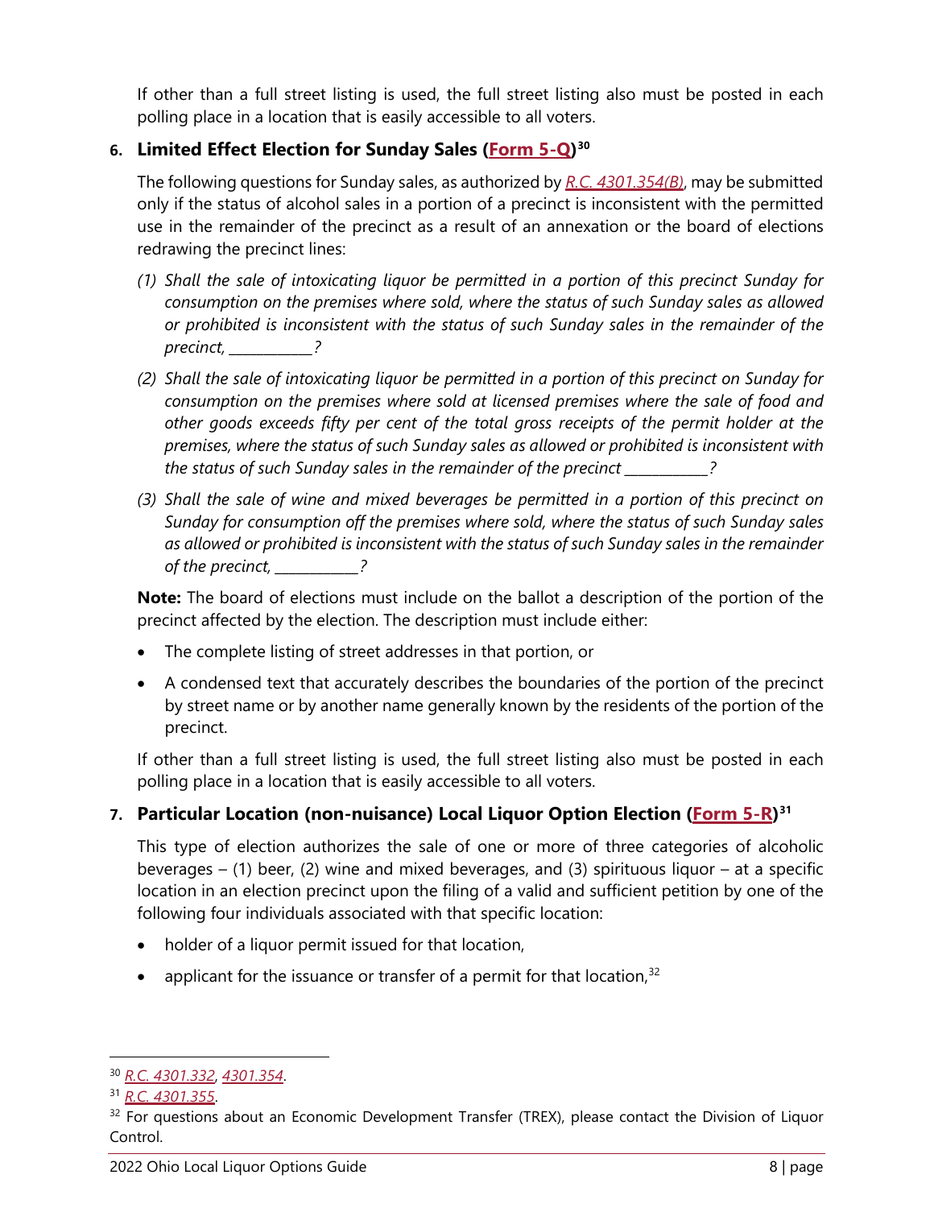If other than a full street listing is used, the full street listing also must be posted in each polling place in a location that is easily accessible to all voters.

### 6. Limited Effect Election for Sunday Sales (Form 5-Q)[30]

The following questions for Sunday sales, as authorized by *R.C. 4301.354(B)*, may be submitted only if the status of alcohol sales in a portion of a precinct is inconsistent with the permitted use in the remainder of the precinct as a result of an annexation or the board of elections redrawing the precinct lines:

*(1) Shall the sale of intoxicating liquor be permitted in a portion of this precinct Sunday for consumption on the premises where sold, where the status of such Sunday sales as allowed or prohibited is inconsistent with the status of such Sunday sales in the remainder of the precinct, ___________?*

*(2) Shall the sale of intoxicating liquor be permitted in a portion of this precinct on Sunday for consumption on the premises where sold at licensed premises where the sale of food and other goods exceeds fifty per cent of the total gross receipts of the permit holder at the premises, where the status of such Sunday sales as allowed or prohibited is inconsistent with the status of such Sunday sales in the remainder of the precinct ___________?*

*(3) Shall the sale of wine and mixed beverages be permitted in a portion of this precinct on Sunday for consumption off the premises where sold, where the status of such Sunday sales as allowed or prohibited is inconsistent with the status of such Sunday sales in the remainder of the precinct, ___________?*

**Note:** The board of elections must include on the ballot a description of the portion of the precinct affected by the election. The description must include either:

- The complete listing of street addresses in that portion, or
- A condensed text that accurately describes the boundaries of the portion of the precinct by street name or by another name generally known by the residents of the portion of the precinct.

If other than a full street listing is used, the full street listing also must be posted in each polling place in a location that is easily accessible to all voters.

### 7. Particular Location (non-nuisance) Local Liquor Option Election (Form 5-R)[31]

This type of election authorizes the sale of one or more of three categories of alcoholic beverages – (1) beer, (2) wine and mixed beverages, and (3) spirituous liquor – at a specific location in an election precinct upon the filing of a valid and sufficient petition by one of the following four individuals associated with that specific location:

- holder of a liquor permit issued for that location,
- applicant for the issuance or transfer of a permit for that location,[32]

---

[30] *R.C. 4301.332*, *4301.354*.

[31] *R.C. 4301.355*.

[32] For questions about an Economic Development Transfer (TREX), please contact the Division of Liquor Control.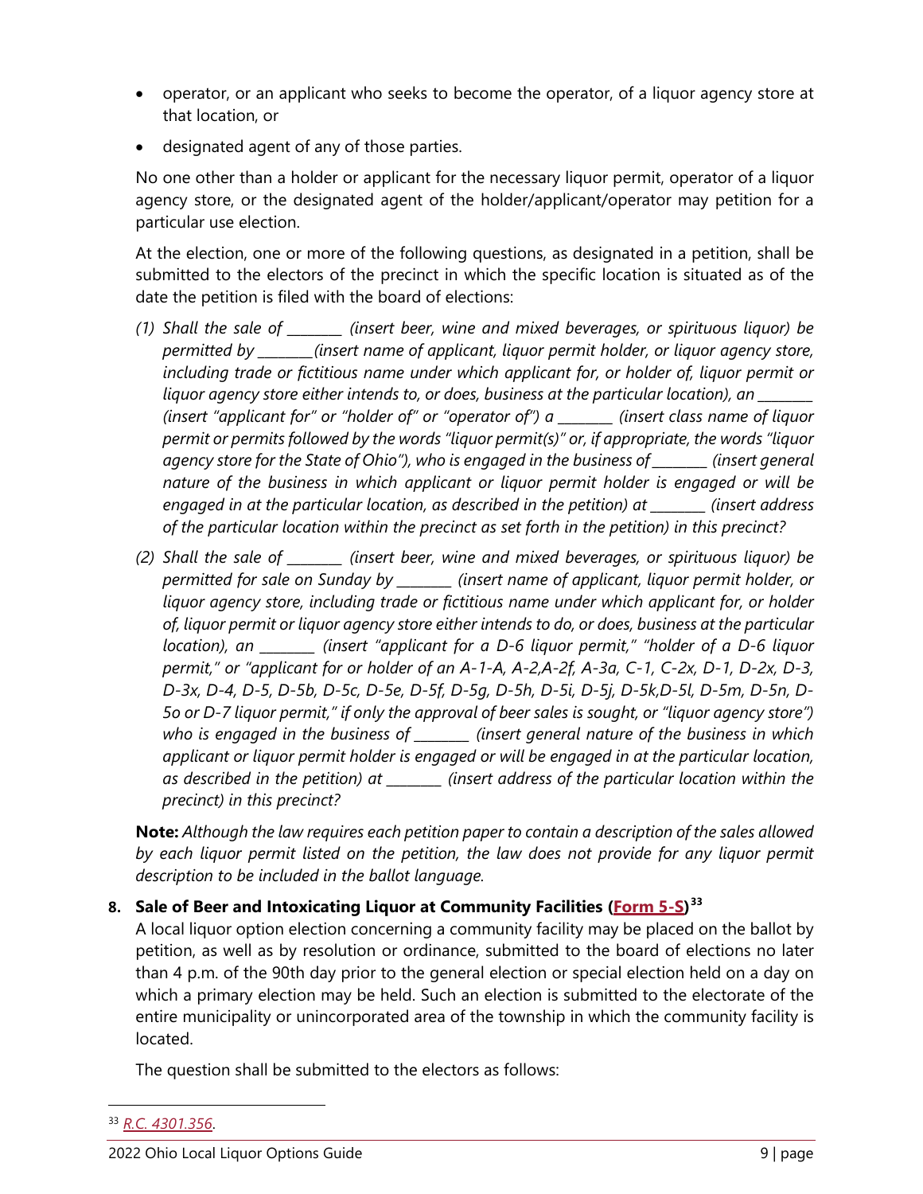- operator, or an applicant who seeks to become the operator, of a liquor agency store at that location, or
- designated agent of any of those parties.

No one other than a holder or applicant for the necessary liquor permit, operator of a liquor agency store, or the designated agent of the holder/applicant/operator may petition for a particular use election.

At the election, one or more of the following questions, as designated in a petition, shall be submitted to the electors of the precinct in which the specific location is situated as of the date the petition is filed with the board of elections:

*(1) Shall the sale of _______ (insert beer, wine and mixed beverages, or spirituous liquor) be permitted by _______(insert name of applicant, liquor permit holder, or liquor agency store, including trade or fictitious name under which applicant for, or holder of, liquor permit or liquor agency store either intends to, or does, business at the particular location), an _______ (insert "applicant for" or "holder of" or "operator of") a _______ (insert class name of liquor permit or permits followed by the words "liquor permit(s)" or, if appropriate, the words "liquor agency store for the State of Ohio"), who is engaged in the business of _______ (insert general nature of the business in which applicant or liquor permit holder is engaged or will be engaged in at the particular location, as described in the petition) at _______ (insert address of the particular location within the precinct as set forth in the petition) in this precinct?*

*(2) Shall the sale of _______ (insert beer, wine and mixed beverages, or spirituous liquor) be permitted for sale on Sunday by _______ (insert name of applicant, liquor permit holder, or liquor agency store, including trade or fictitious name under which applicant for, or holder of, liquor permit or liquor agency store either intends to do, or does, business at the particular location), an _______ (insert "applicant for a D-6 liquor permit," "holder of a D-6 liquor permit," or "applicant for or holder of an A-1-A, A-2,A-2f, A-3a, C-1, C-2x, D-1, D-2x, D-3, D-3x, D-4, D-5, D-5b, D-5c, D-5e, D-5f, D-5g, D-5h, D-5i, D-5j, D-5k,D-5l, D-5m, D-5n, D-5o or D-7 liquor permit," if only the approval of beer sales is sought, or "liquor agency store") who is engaged in the business of _______ (insert general nature of the business in which applicant or liquor permit holder is engaged or will be engaged in at the particular location, as described in the petition) at _______ (insert address of the particular location within the precinct) in this precinct?*

**Note:** *Although the law requires each petition paper to contain a description of the sales allowed by each liquor permit listed on the petition, the law does not provide for any liquor permit description to be included in the ballot language.*

**8. Sale of Beer and Intoxicating Liquor at Community Facilities (Form 5-S)[33]**

A local liquor option election concerning a community facility may be placed on the ballot by petition, as well as by resolution or ordinance, submitted to the board of elections no later than 4 p.m. of the 90th day prior to the general election or special election held on a day on which a primary election may be held. Such an election is submitted to the electorate of the entire municipality or unincorporated area of the township in which the community facility is located.

The question shall be submitted to the electors as follows:

[33] *R.C. 4301.356*.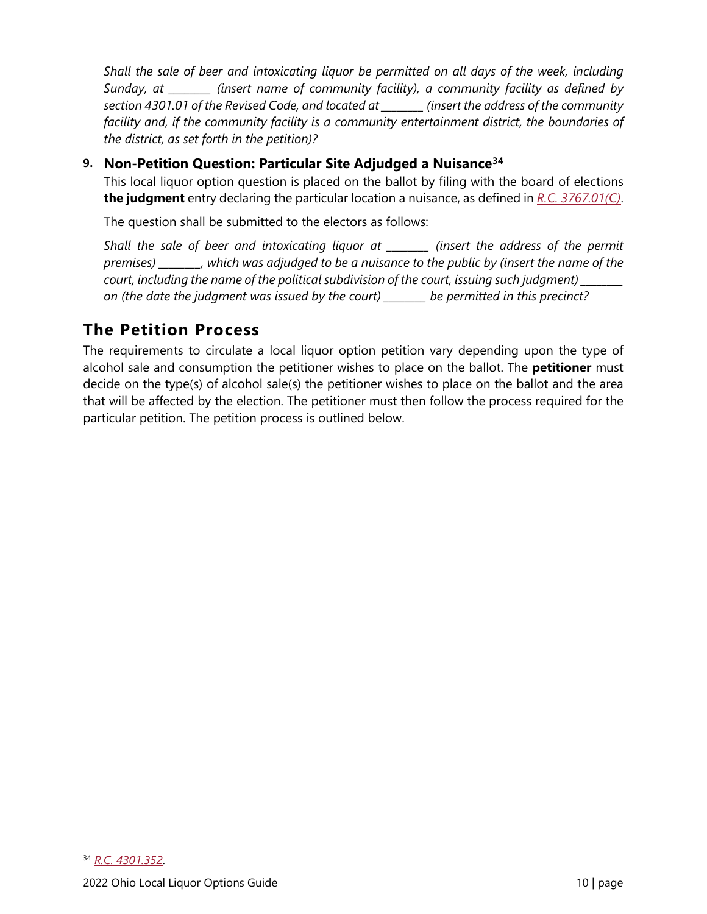*Shall the sale of beer and intoxicating liquor be permitted on all days of the week, including Sunday, at _______ (insert name of community facility), a community facility as defined by section 4301.01 of the Revised Code, and located at _______ (insert the address of the community facility and, if the community facility is a community entertainment district, the boundaries of the district, as set forth in the petition)?*

### 9. Non-Petition Question: Particular Site Adjudged a Nuisance[34]

This local liquor option question is placed on the ballot by filing with the board of elections **the judgment** entry declaring the particular location a nuisance, as defined in R.C. 3767.01(C).

The question shall be submitted to the electors as follows:

*Shall the sale of beer and intoxicating liquor at _______ (insert the address of the permit premises) _______, which was adjudged to be a nuisance to the public by (insert the name of the court, including the name of the political subdivision of the court, issuing such judgment) _______ on (the date the judgment was issued by the court) _______ be permitted in this precinct?*

## The Petition Process

The requirements to circulate a local liquor option petition vary depending upon the type of alcohol sale and consumption the petitioner wishes to place on the ballot. The **petitioner** must decide on the type(s) of alcohol sale(s) the petitioner wishes to place on the ballot and the area that will be affected by the election. The petitioner must then follow the process required for the particular petition. The petition process is outlined below.

[34] R.C. 4301.352.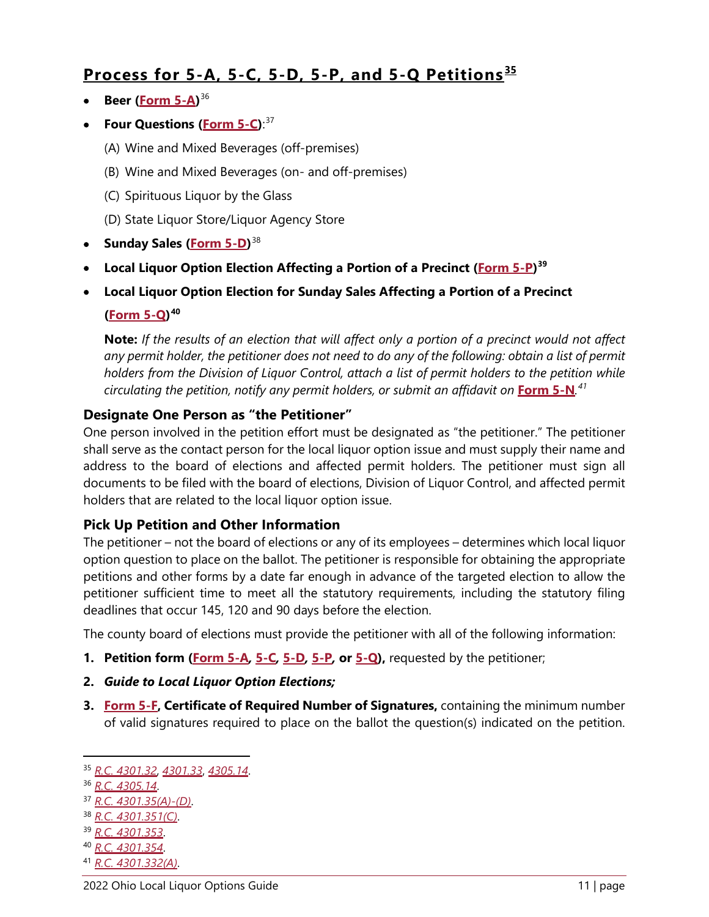## Process for 5-A, 5-C, 5-D, 5-P, and 5-Q Petitions[35]

- **Beer (Form 5-A)**[36]
- **Four Questions (Form 5-C)**:[37]
  - (A) Wine and Mixed Beverages (off-premises)
  - (B) Wine and Mixed Beverages (on- and off-premises)
  - (C) Spirituous Liquor by the Glass
  - (D) State Liquor Store/Liquor Agency Store
- **Sunday Sales (Form 5-D)**[38]
- **Local Liquor Option Election Affecting a Portion of a Precinct (Form 5-P)**[39]
- **Local Liquor Option Election for Sunday Sales Affecting a Portion of a Precinct (Form 5-Q)**[40]

  **Note:** *If the results of an election that will affect only a portion of a precinct would not affect any permit holder, the petitioner does not need to do any of the following: obtain a list of permit holders from the Division of Liquor Control, attach a list of permit holders to the petition while circulating the petition, notify any permit holders, or submit an affidavit on* **Form 5-N**.[41]

### Designate One Person as "the Petitioner"

One person involved in the petition effort must be designated as "the petitioner." The petitioner shall serve as the contact person for the local liquor option issue and must supply their name and address to the board of elections and affected permit holders. The petitioner must sign all documents to be filed with the board of elections, Division of Liquor Control, and affected permit holders that are related to the local liquor option issue.

### Pick Up Petition and Other Information

The petitioner – not the board of elections or any of its employees – determines which local liquor option question to place on the ballot. The petitioner is responsible for obtaining the appropriate petitions and other forms by a date far enough in advance of the targeted election to allow the petitioner sufficient time to meet all the statutory requirements, including the statutory filing deadlines that occur 145, 120 and 90 days before the election.

The county board of elections must provide the petitioner with all of the following information:

1. **Petition form (Form 5-A, 5-C, 5-D, 5-P, or 5-Q),** requested by the petitioner;
2. ***Guide to Local Liquor Option Elections;***
3. **Form 5-F, Certificate of Required Number of Signatures,** containing the minimum number of valid signatures required to place on the ballot the question(s) indicated on the petition.

---

[35] *R.C. 4301.32, 4301.33, 4305.14.*

[36] *R.C. 4305.14.*

[37] *R.C. 4301.35(A)-(D).*

[38] *R.C. 4301.351(C).*

[39] *R.C. 4301.353.*

[40] *R.C. 4301.354.*

[41] *R.C. 4301.332(A).*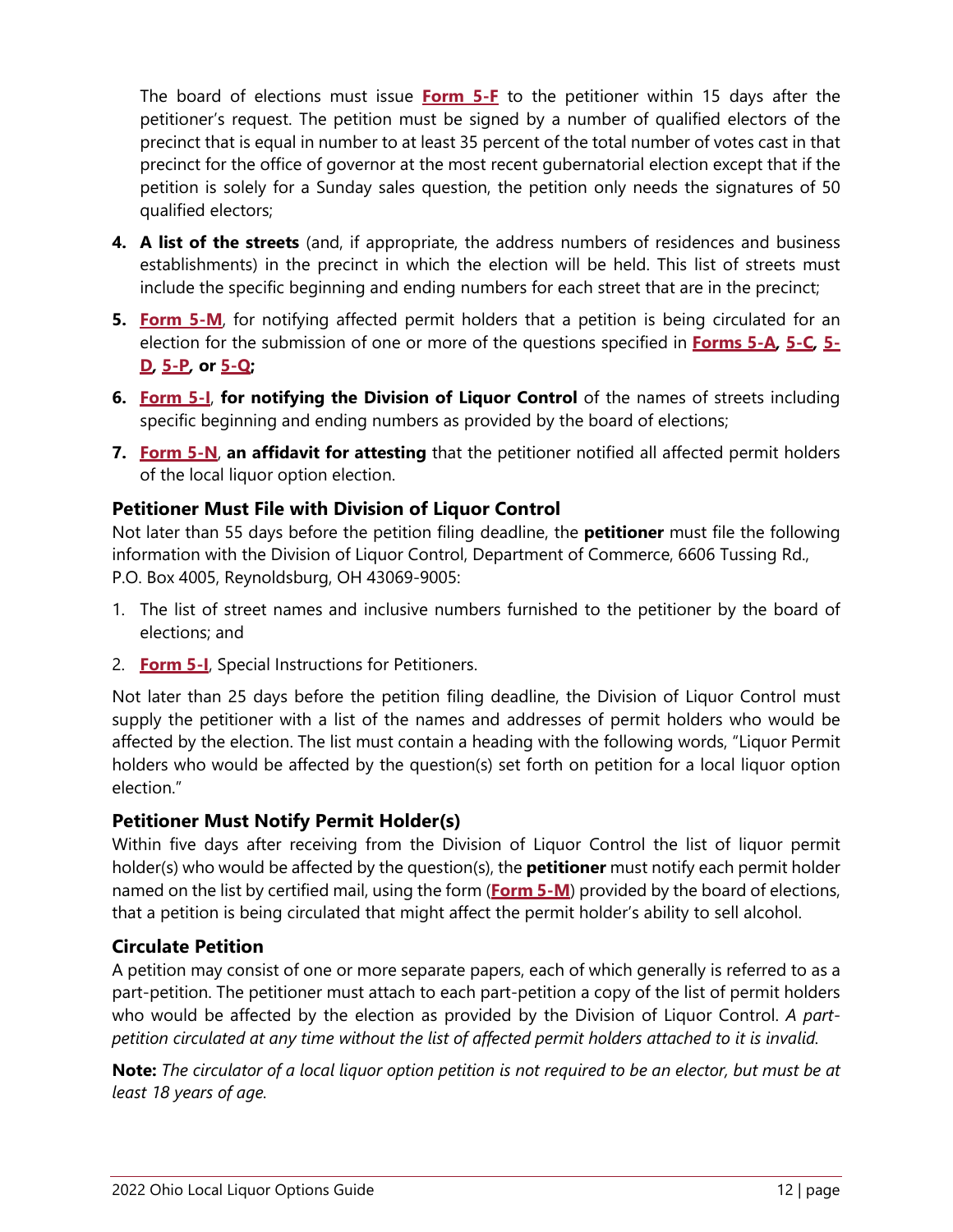The board of elections must issue **Form 5-F** to the petitioner within 15 days after the petitioner's request. The petition must be signed by a number of qualified electors of the precinct that is equal in number to at least 35 percent of the total number of votes cast in that precinct for the office of governor at the most recent gubernatorial election except that if the petition is solely for a Sunday sales question, the petition only needs the signatures of 50 qualified electors;

4. **A list of the streets** (and, if appropriate, the address numbers of residences and business establishments) in the precinct in which the election will be held. This list of streets must include the specific beginning and ending numbers for each street that are in the precinct;
5. **Form 5-M**, for notifying affected permit holders that a petition is being circulated for an election for the submission of one or more of the questions specified in **Forms 5-A, 5-C, 5-D, 5-P, or 5-Q;**
6. **Form 5-I**, **for notifying the Division of Liquor Control** of the names of streets including specific beginning and ending numbers as provided by the board of elections;
7. **Form 5-N**, **an affidavit for attesting** that the petitioner notified all affected permit holders of the local liquor option election.

### Petitioner Must File with Division of Liquor Control

Not later than 55 days before the petition filing deadline, the **petitioner** must file the following information with the Division of Liquor Control, Department of Commerce, 6606 Tussing Rd., P.O. Box 4005, Reynoldsburg, OH 43069-9005:

1. The list of street names and inclusive numbers furnished to the petitioner by the board of elections; and
2. **Form 5-I**, Special Instructions for Petitioners.

Not later than 25 days before the petition filing deadline, the Division of Liquor Control must supply the petitioner with a list of the names and addresses of permit holders who would be affected by the election. The list must contain a heading with the following words, "Liquor Permit holders who would be affected by the question(s) set forth on petition for a local liquor option election."

### Petitioner Must Notify Permit Holder(s)

Within five days after receiving from the Division of Liquor Control the list of liquor permit holder(s) who would be affected by the question(s), the **petitioner** must notify each permit holder named on the list by certified mail, using the form (**Form 5-M**) provided by the board of elections, that a petition is being circulated that might affect the permit holder's ability to sell alcohol.

### Circulate Petition

A petition may consist of one or more separate papers, each of which generally is referred to as a part-petition. The petitioner must attach to each part-petition a copy of the list of permit holders who would be affected by the election as provided by the Division of Liquor Control. *A part-petition circulated at any time without the list of affected permit holders attached to it is invalid.*

**Note:** *The circulator of a local liquor option petition is not required to be an elector, but must be at least 18 years of age.*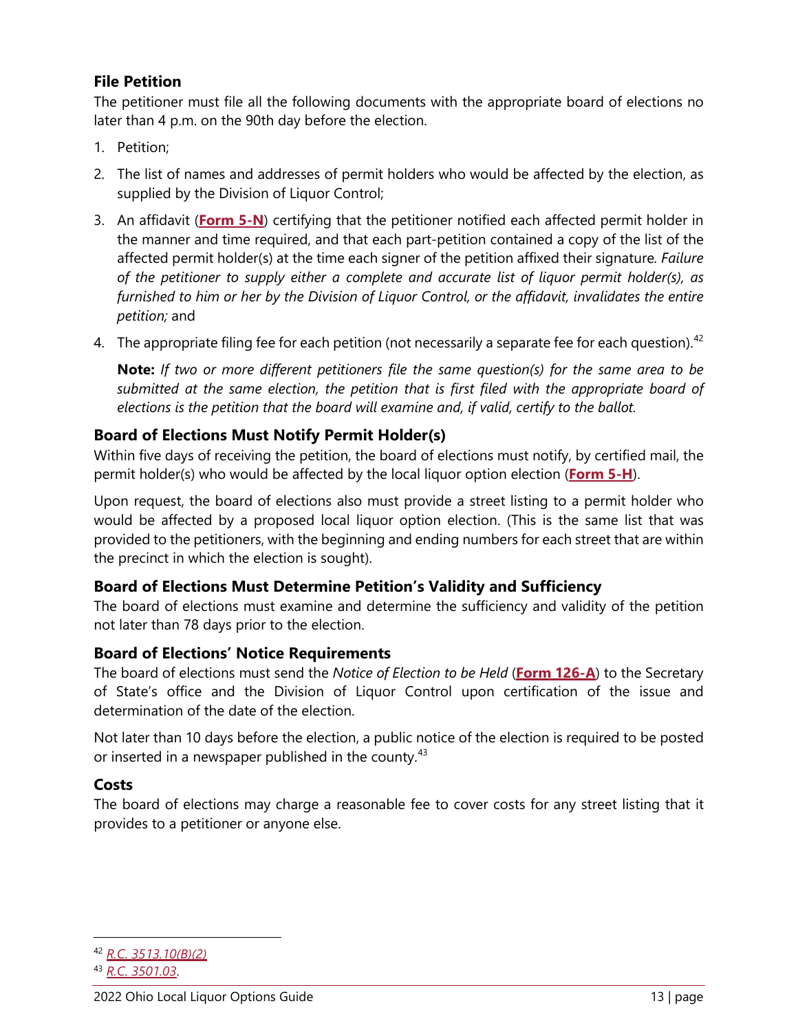### File Petition

The petitioner must file all the following documents with the appropriate board of elections no later than 4 p.m. on the 90th day before the election.

1. Petition;
2. The list of names and addresses of permit holders who would be affected by the election, as supplied by the Division of Liquor Control;
3. An affidavit (**Form 5-N**) certifying that the petitioner notified each affected permit holder in the manner and time required, and that each part-petition contained a copy of the list of the affected permit holder(s) at the time each signer of the petition affixed their signature. *Failure of the petitioner to supply either a complete and accurate list of liquor permit holder(s), as furnished to him or her by the Division of Liquor Control, or the affidavit, invalidates the entire petition;* and
4. The appropriate filing fee for each petition (not necessarily a separate fee for each question).[42]

   **Note:** *If two or more different petitioners file the same question(s) for the same area to be submitted at the same election, the petition that is first filed with the appropriate board of elections is the petition that the board will examine and, if valid, certify to the ballot.*

### Board of Elections Must Notify Permit Holder(s)

Within five days of receiving the petition, the board of elections must notify, by certified mail, the permit holder(s) who would be affected by the local liquor option election (**Form 5-H**).

Upon request, the board of elections also must provide a street listing to a permit holder who would be affected by a proposed local liquor option election. (This is the same list that was provided to the petitioners, with the beginning and ending numbers for each street that are within the precinct in which the election is sought).

### Board of Elections Must Determine Petition's Validity and Sufficiency

The board of elections must examine and determine the sufficiency and validity of the petition not later than 78 days prior to the election.

### Board of Elections' Notice Requirements

The board of elections must send the *Notice of Election to be Held* (**Form 126-A**) to the Secretary of State's office and the Division of Liquor Control upon certification of the issue and determination of the date of the election.

Not later than 10 days before the election, a public notice of the election is required to be posted or inserted in a newspaper published in the county.[43]

### Costs

The board of elections may charge a reasonable fee to cover costs for any street listing that it provides to a petitioner or anyone else.

---

[42] *R.C. 3513.10(B)(2)*

[43] *R.C. 3501.03*.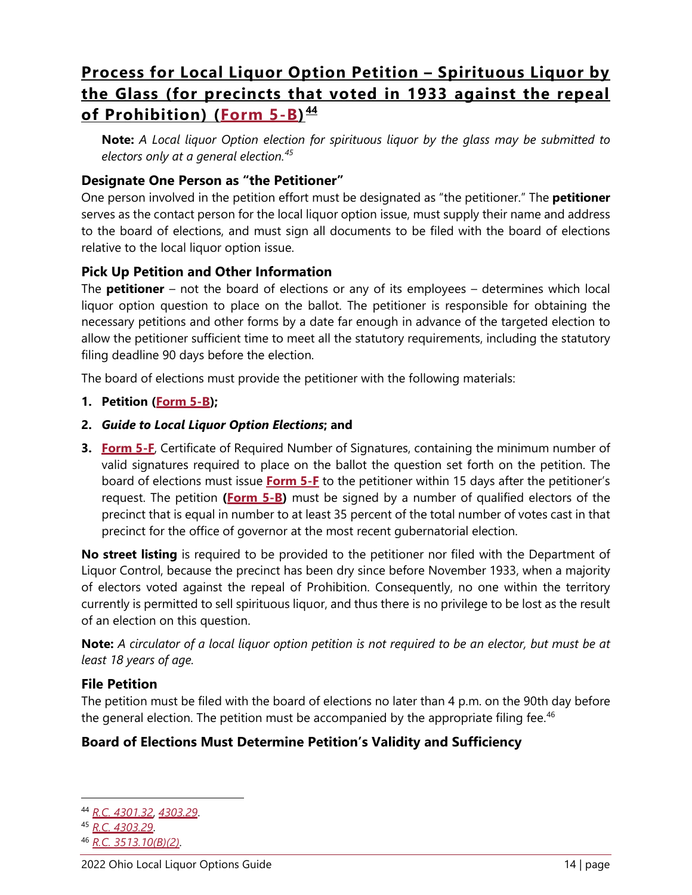## Process for Local Liquor Option Petition – Spirituous Liquor by the Glass (for precincts that voted in 1933 against the repeal of Prohibition) (Form 5-B)[44]

**Note:** *A Local liquor Option election for spirituous liquor by the glass may be submitted to electors only at a general election.[45]*

### Designate One Person as "the Petitioner"

One person involved in the petition effort must be designated as "the petitioner." The **petitioner** serves as the contact person for the local liquor option issue, must supply their name and address to the board of elections, and must sign all documents to be filed with the board of elections relative to the local liquor option issue.

### Pick Up Petition and Other Information

The **petitioner** – not the board of elections or any of its employees – determines which local liquor option question to place on the ballot. The petitioner is responsible for obtaining the necessary petitions and other forms by a date far enough in advance of the targeted election to allow the petitioner sufficient time to meet all the statutory requirements, including the statutory filing deadline 90 days before the election.

The board of elections must provide the petitioner with the following materials:

1. **Petition (Form 5-B);**
2. ***Guide to Local Liquor Option Elections*; and**
3. **Form 5-F**, Certificate of Required Number of Signatures, containing the minimum number of valid signatures required to place on the ballot the question set forth on the petition. The board of elections must issue **Form 5-F** to the petitioner within 15 days after the petitioner's request. The petition **(Form 5-B)** must be signed by a number of qualified electors of the precinct that is equal in number to at least 35 percent of the total number of votes cast in that precinct for the office of governor at the most recent gubernatorial election.

**No street listing** is required to be provided to the petitioner nor filed with the Department of Liquor Control, because the precinct has been dry since before November 1933, when a majority of electors voted against the repeal of Prohibition. Consequently, no one within the territory currently is permitted to sell spirituous liquor, and thus there is no privilege to be lost as the result of an election on this question.

**Note:** *A circulator of a local liquor option petition is not required to be an elector, but must be at least 18 years of age.*

### File Petition

The petition must be filed with the board of elections no later than 4 p.m. on the 90th day before the general election. The petition must be accompanied by the appropriate filing fee.[46]

### Board of Elections Must Determine Petition's Validity and Sufficiency

---

[44] *R.C. 4301.32, 4303.29.*

[45] *R.C. 4303.29.*

[46] *R.C. 3513.10(B)(2).*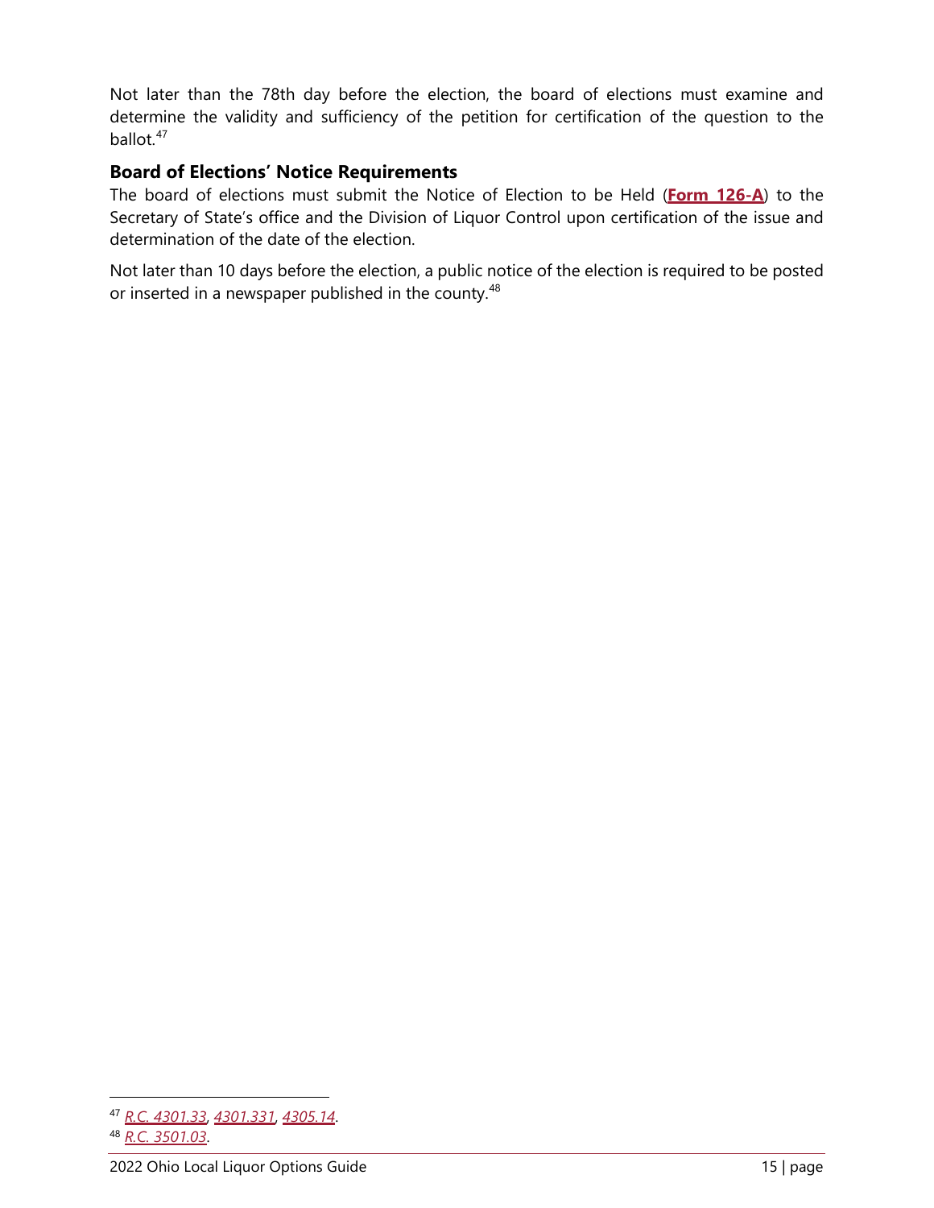Not later than the 78th day before the election, the board of elections must examine and determine the validity and sufficiency of the petition for certification of the question to the ballot.[47]

### Board of Elections' Notice Requirements

The board of elections must submit the Notice of Election to be Held (**Form 126-A**) to the Secretary of State's office and the Division of Liquor Control upon certification of the issue and determination of the date of the election.

Not later than 10 days before the election, a public notice of the election is required to be posted or inserted in a newspaper published in the county.[48]

---

[47] *R.C. 4301.33*, *4301.331*, *4305.14*.

[48] *R.C. 3501.03*.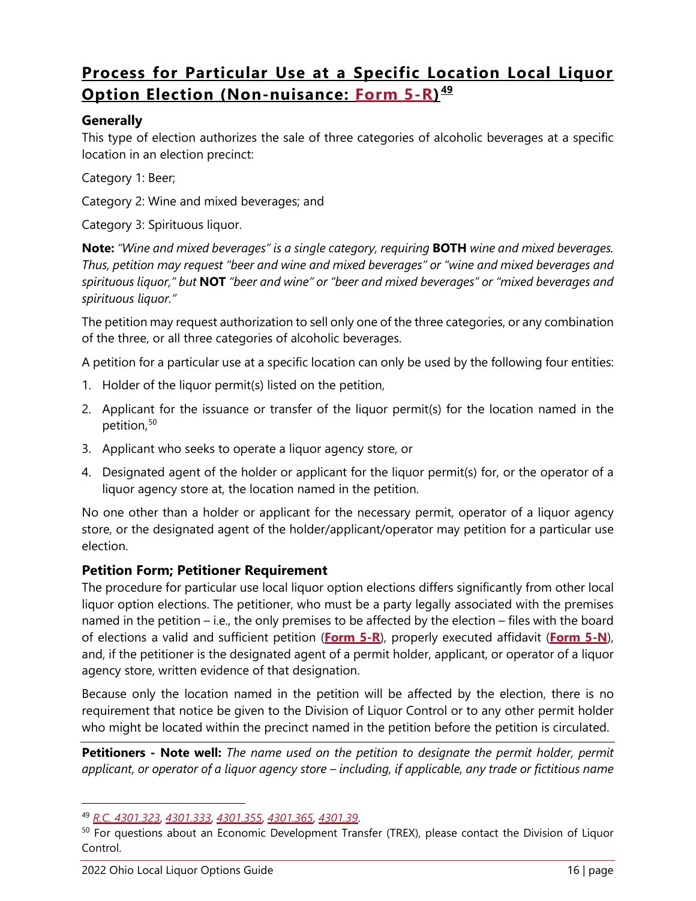## Process for Particular Use at a Specific Location Local Liquor Option Election (Non-nuisance: Form 5-R)[49]

### Generally

This type of election authorizes the sale of three categories of alcoholic beverages at a specific location in an election precinct:

Category 1: Beer;

Category 2: Wine and mixed beverages; and

Category 3: Spirituous liquor.

**Note:** *"Wine and mixed beverages" is a single category, requiring* **BOTH** *wine and mixed beverages. Thus, petition may request "beer and wine and mixed beverages" or "wine and mixed beverages and spirituous liquor," but* **NOT** *"beer and wine" or "beer and mixed beverages" or "mixed beverages and spirituous liquor."*

The petition may request authorization to sell only one of the three categories, or any combination of the three, or all three categories of alcoholic beverages.

A petition for a particular use at a specific location can only be used by the following four entities:

1. Holder of the liquor permit(s) listed on the petition,
2. Applicant for the issuance or transfer of the liquor permit(s) for the location named in the petition,[50]
3. Applicant who seeks to operate a liquor agency store, or
4. Designated agent of the holder or applicant for the liquor permit(s) for, or the operator of a liquor agency store at, the location named in the petition.

No one other than a holder or applicant for the necessary permit, operator of a liquor agency store, or the designated agent of the holder/applicant/operator may petition for a particular use election.

### Petition Form; Petitioner Requirement

The procedure for particular use local liquor option elections differs significantly from other local liquor option elections. The petitioner, who must be a party legally associated with the premises named in the petition – i.e., the only premises to be affected by the election – files with the board of elections a valid and sufficient petition (**Form 5-R**), properly executed affidavit (**Form 5-N**), and, if the petitioner is the designated agent of a permit holder, applicant, or operator of a liquor agency store, written evidence of that designation.

Because only the location named in the petition will be affected by the election, there is no requirement that notice be given to the Division of Liquor Control or to any other permit holder who might be located within the precinct named in the petition before the petition is circulated.

**Petitioners - Note well:** *The name used on the petition to designate the permit holder, permit applicant, or operator of a liquor agency store – including, if applicable, any trade or fictitious name*

---

[49] *R.C. 4301.323, 4301.333, 4301.355, 4301.365, 4301.39.*

[50] For questions about an Economic Development Transfer (TREX), please contact the Division of Liquor Control.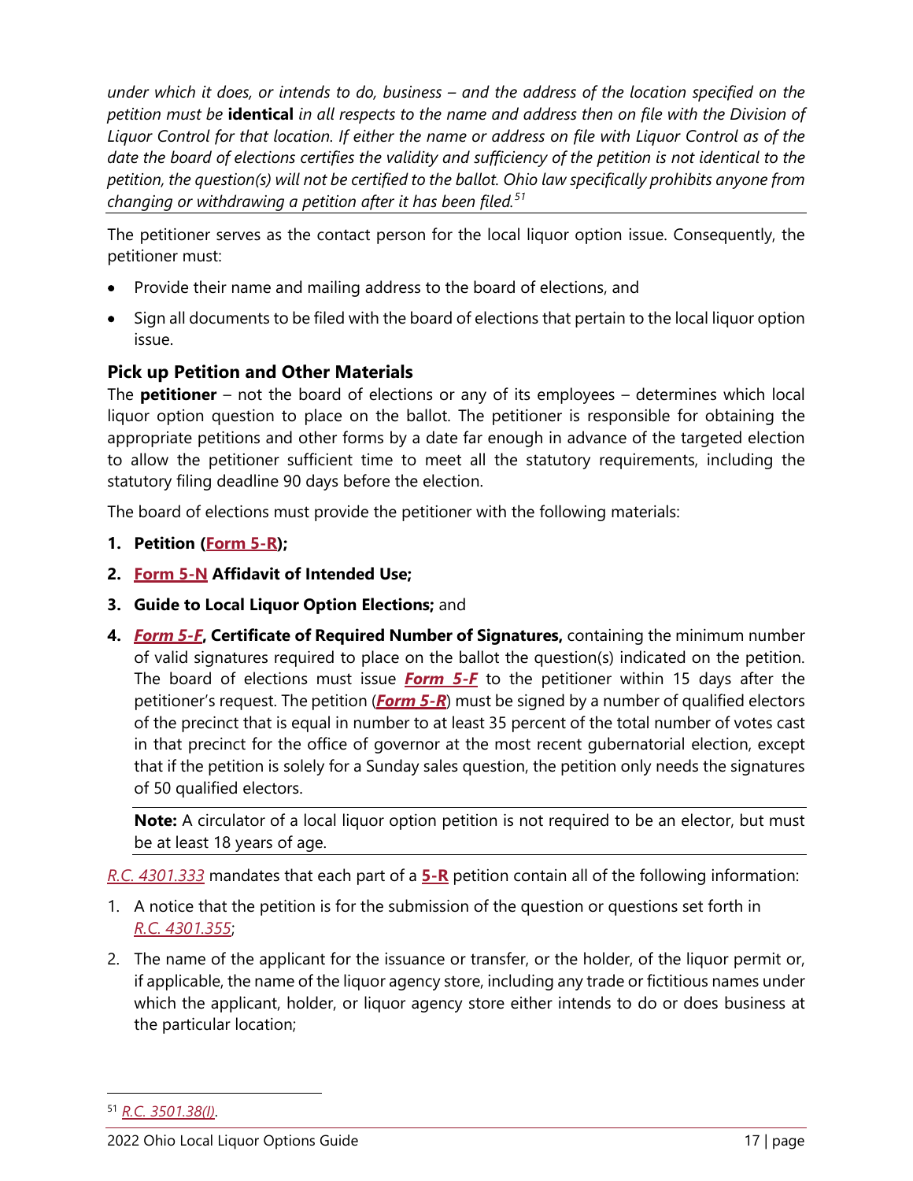*under which it does, or intends to do, business – and the address of the location specified on the petition must be* **identical** *in all respects to the name and address then on file with the Division of Liquor Control for that location. If either the name or address on file with Liquor Control as of the date the board of elections certifies the validity and sufficiency of the petition is not identical to the petition, the question(s) will not be certified to the ballot. Ohio law specifically prohibits anyone from changing or withdrawing a petition after it has been filed.*[51]

The petitioner serves as the contact person for the local liquor option issue. Consequently, the petitioner must:

- Provide their name and mailing address to the board of elections, and
- Sign all documents to be filed with the board of elections that pertain to the local liquor option issue.

### Pick up Petition and Other Materials

The **petitioner** – not the board of elections or any of its employees – determines which local liquor option question to place on the ballot. The petitioner is responsible for obtaining the appropriate petitions and other forms by a date far enough in advance of the targeted election to allow the petitioner sufficient time to meet all the statutory requirements, including the statutory filing deadline 90 days before the election.

The board of elections must provide the petitioner with the following materials:

1. **Petition (Form 5-R);**
2. **Form 5-N Affidavit of Intended Use;**
3. **Guide to Local Liquor Option Elections;** and
4. ***Form 5-F*, Certificate of Required Number of Signatures,** containing the minimum number of valid signatures required to place on the ballot the question(s) indicated on the petition. The board of elections must issue ***Form 5-F*** to the petitioner within 15 days after the petitioner's request. The petition (***Form 5-R***) must be signed by a number of qualified electors of the precinct that is equal in number to at least 35 percent of the total number of votes cast in that precinct for the office of governor at the most recent gubernatorial election, except that if the petition is solely for a Sunday sales question, the petition only needs the signatures of 50 qualified electors.

**Note:** A circulator of a local liquor option petition is not required to be an elector, but must be at least 18 years of age.

*R.C. 4301.333* mandates that each part of a **5-R** petition contain all of the following information:

1. A notice that the petition is for the submission of the question or questions set forth in *R.C. 4301.355*;
2. The name of the applicant for the issuance or transfer, or the holder, of the liquor permit or, if applicable, the name of the liquor agency store, including any trade or fictitious names under which the applicant, holder, or liquor agency store either intends to do or does business at the particular location;

[51] *R.C. 3501.38(I)*.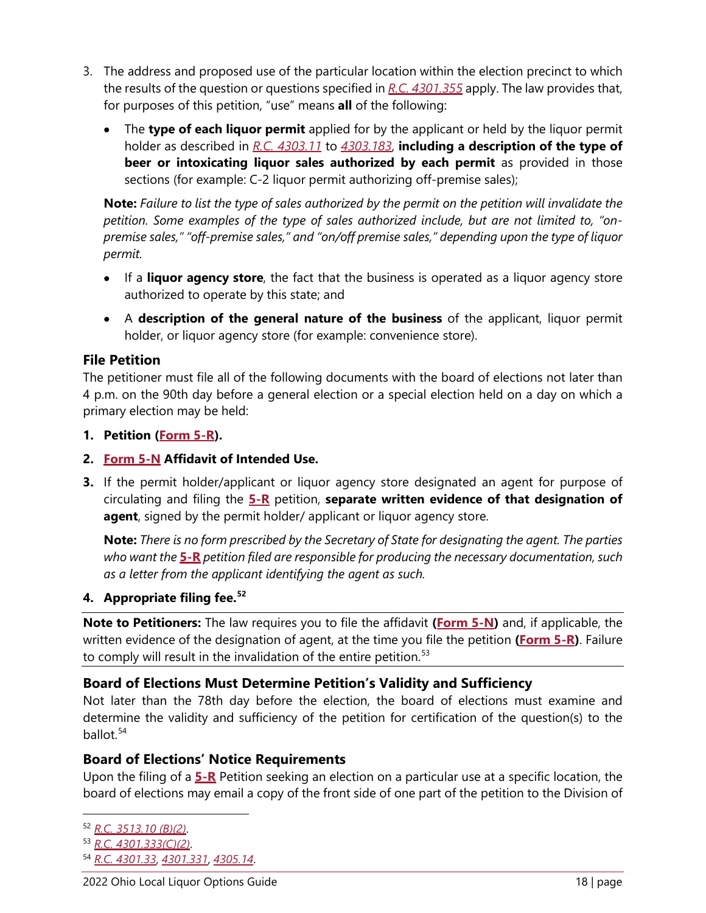3. The address and proposed use of the particular location within the election precinct to which the results of the question or questions specified in *R.C. 4301.355* apply. The law provides that, for purposes of this petition, "use" means **all** of the following:

   - The **type of each liquor permit** applied for by the applicant or held by the liquor permit holder as described in *R.C. 4303.11* to *4303.183*, **including a description of the type of beer or intoxicating liquor sales authorized by each permit** as provided in those sections (for example: C-2 liquor permit authorizing off-premise sales);

   **Note:** *Failure to list the type of sales authorized by the permit on the petition will invalidate the petition. Some examples of the type of sales authorized include, but are not limited to, "on-premise sales," "off-premise sales," and "on/off premise sales," depending upon the type of liquor permit.*

   - If a **liquor agency store**, the fact that the business is operated as a liquor agency store authorized to operate by this state; and
   - A **description of the general nature of the business** of the applicant, liquor permit holder, or liquor agency store (for example: convenience store).

### File Petition

The petitioner must file all of the following documents with the board of elections not later than 4 p.m. on the 90th day before a general election or a special election held on a day on which a primary election may be held:

1. **Petition (Form 5-R).**
2. **Form 5-N Affidavit of Intended Use.**
3. If the permit holder/applicant or liquor agency store designated an agent for purpose of circulating and filing the **5-R** petition, **separate written evidence of that designation of agent**, signed by the permit holder/ applicant or liquor agency store.

   **Note:** *There is no form prescribed by the Secretary of State for designating the agent. The parties who want the* ***5-R*** *petition filed are responsible for producing the necessary documentation, such as a letter from the applicant identifying the agent as such.*

4. **Appropriate filing fee.[52]**

**Note to Petitioners:** The law requires you to file the affidavit **(Form 5-N)** and, if applicable, the written evidence of the designation of agent, at the time you file the petition **(Form 5-R)**. Failure to comply will result in the invalidation of the entire petition.[53]

### Board of Elections Must Determine Petition's Validity and Sufficiency

Not later than the 78th day before the election, the board of elections must examine and determine the validity and sufficiency of the petition for certification of the question(s) to the ballot.[54]

### Board of Elections' Notice Requirements

Upon the filing of a **5-R** Petition seeking an election on a particular use at a specific location, the board of elections may email a copy of the front side of one part of the petition to the Division of

---

[52] *R.C. 3513.10 (B)(2)*.

[53] *R.C. 4301.333(C)(2)*.

[54] *R.C. 4301.33*, *4301.331*, *4305.14*.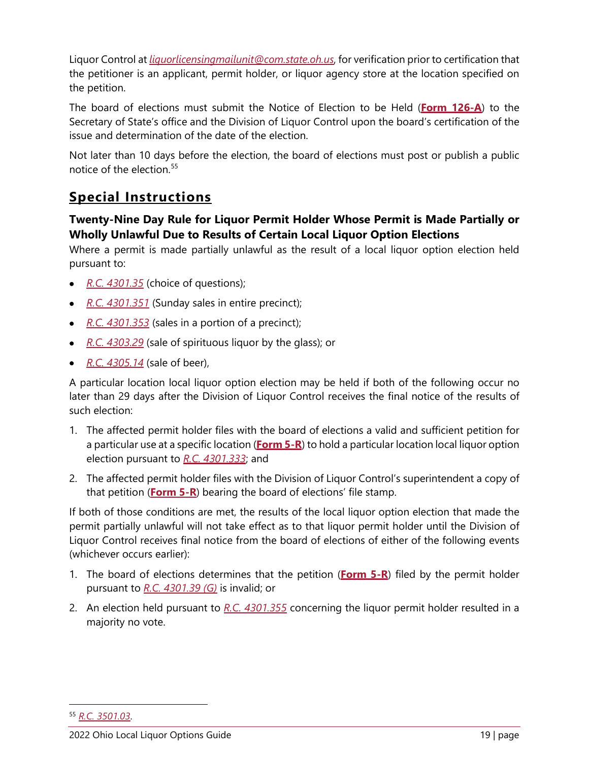Liquor Control at *liquorlicensingmailunit@com.state.oh.us*, for verification prior to certification that the petitioner is an applicant, permit holder, or liquor agency store at the location specified on the petition.

The board of elections must submit the Notice of Election to be Held (**Form 126-A**) to the Secretary of State's office and the Division of Liquor Control upon the board's certification of the issue and determination of the date of the election.

Not later than 10 days before the election, the board of elections must post or publish a public notice of the election.[55]

## Special Instructions

### Twenty-Nine Day Rule for Liquor Permit Holder Whose Permit is Made Partially or Wholly Unlawful Due to Results of Certain Local Liquor Option Elections

Where a permit is made partially unlawful as the result of a local liquor option election held pursuant to:

- *R.C. 4301.35* (choice of questions);
- *R.C. 4301.351* (Sunday sales in entire precinct);
- *R.C. 4301.353* (sales in a portion of a precinct);
- *R.C. 4303.29* (sale of spirituous liquor by the glass); or
- *R.C. 4305.14* (sale of beer),

A particular location local liquor option election may be held if both of the following occur no later than 29 days after the Division of Liquor Control receives the final notice of the results of such election:

1. The affected permit holder files with the board of elections a valid and sufficient petition for a particular use at a specific location (**Form 5-R**) to hold a particular location local liquor option election pursuant to *R.C. 4301.333*; and
2. The affected permit holder files with the Division of Liquor Control's superintendent a copy of that petition (**Form 5-R**) bearing the board of elections' file stamp.

If both of those conditions are met, the results of the local liquor option election that made the permit partially unlawful will not take effect as to that liquor permit holder until the Division of Liquor Control receives final notice from the board of elections of either of the following events (whichever occurs earlier):

1. The board of elections determines that the petition (**Form 5-R**) filed by the permit holder pursuant to *R.C. 4301.39 (G)* is invalid; or
2. An election held pursuant to *R.C. 4301.355* concerning the liquor permit holder resulted in a majority no vote.

[55] *R.C. 3501.03*.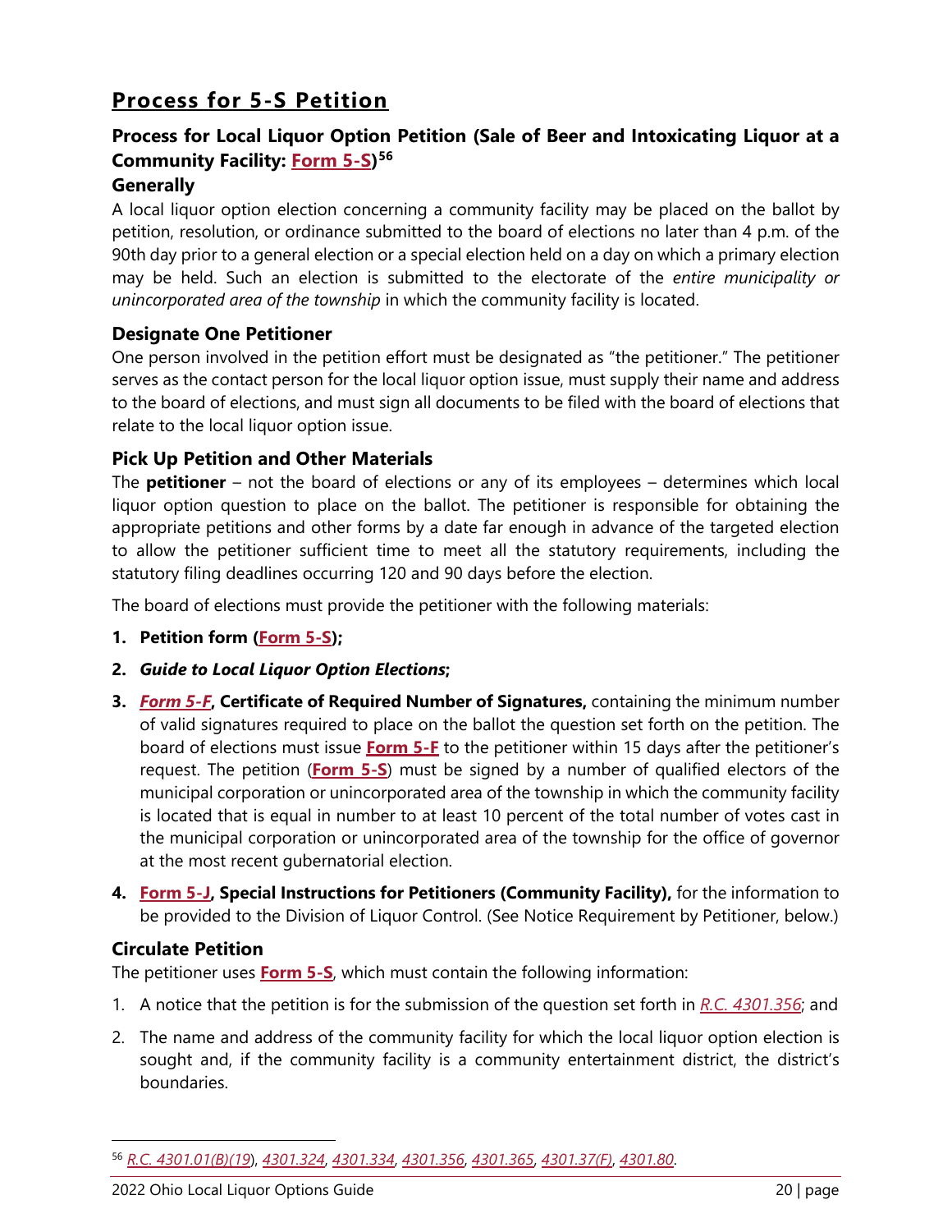# Process for 5-S Petition

## Process for Local Liquor Option Petition (Sale of Beer and Intoxicating Liquor at a Community Facility: Form 5-S)[56]

### Generally

A local liquor option election concerning a community facility may be placed on the ballot by petition, resolution, or ordinance submitted to the board of elections no later than 4 p.m. of the 90th day prior to a general election or a special election held on a day on which a primary election may be held. Such an election is submitted to the electorate of the *entire municipality or unincorporated area of the township* in which the community facility is located.

### Designate One Petitioner

One person involved in the petition effort must be designated as "the petitioner." The petitioner serves as the contact person for the local liquor option issue, must supply their name and address to the board of elections, and must sign all documents to be filed with the board of elections that relate to the local liquor option issue.

### Pick Up Petition and Other Materials

The **petitioner** – not the board of elections or any of its employees – determines which local liquor option question to place on the ballot. The petitioner is responsible for obtaining the appropriate petitions and other forms by a date far enough in advance of the targeted election to allow the petitioner sufficient time to meet all the statutory requirements, including the statutory filing deadlines occurring 120 and 90 days before the election.

The board of elections must provide the petitioner with the following materials:

1. **Petition form (Form 5-S);**
2. ***Guide to Local Liquor Option Elections*;**
3. ***Form 5-F*, Certificate of Required Number of Signatures,** containing the minimum number of valid signatures required to place on the ballot the question set forth on the petition. The board of elections must issue **Form 5-F** to the petitioner within 15 days after the petitioner's request. The petition (**Form 5-S**) must be signed by a number of qualified electors of the municipal corporation or unincorporated area of the township in which the community facility is located that is equal in number to at least 10 percent of the total number of votes cast in the municipal corporation or unincorporated area of the township for the office of governor at the most recent gubernatorial election.
4. **Form 5-J, Special Instructions for Petitioners (Community Facility),** for the information to be provided to the Division of Liquor Control. (See Notice Requirement by Petitioner, below.)

### Circulate Petition

The petitioner uses **Form 5-S**, which must contain the following information:

1. A notice that the petition is for the submission of the question set forth in *R.C. 4301.356*; and
2. The name and address of the community facility for which the local liquor option election is sought and, if the community facility is a community entertainment district, the district's boundaries.

---

[56] *R.C. 4301.01(B)(19)*, *4301.324*, *4301.334*, *4301.356*, *4301.365*, *4301.37(F)*, *4301.80*.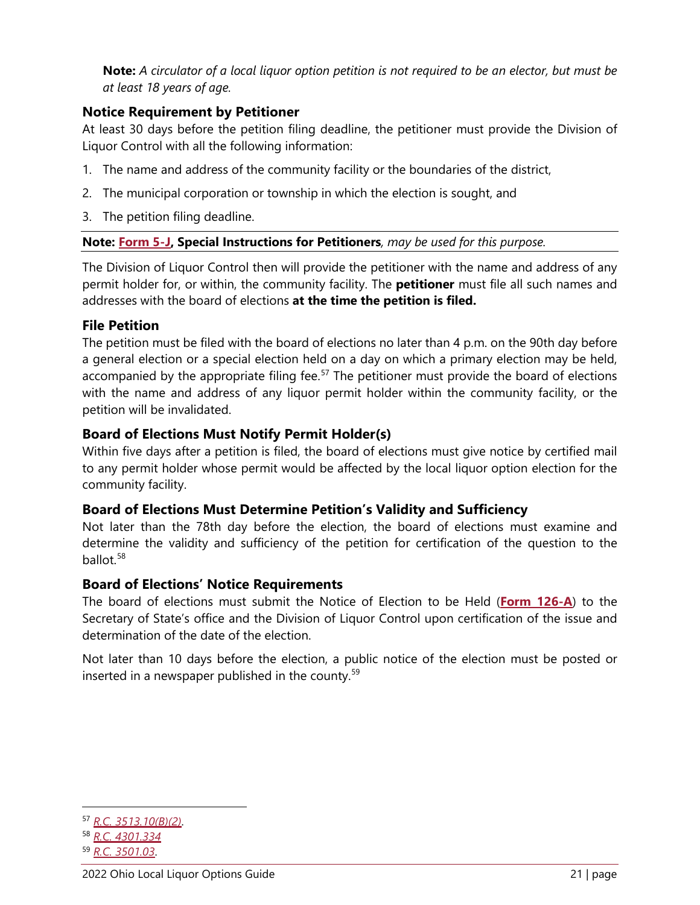**Note:** *A circulator of a local liquor option petition is not required to be an elector, but must be at least 18 years of age.*

### Notice Requirement by Petitioner

At least 30 days before the petition filing deadline, the petitioner must provide the Division of Liquor Control with all the following information:

1. The name and address of the community facility or the boundaries of the district,
2. The municipal corporation or township in which the election is sought, and
3. The petition filing deadline.

**Note: Form 5-J, Special Instructions for Petitioners***, may be used for this purpose.*

The Division of Liquor Control then will provide the petitioner with the name and address of any permit holder for, or within, the community facility. The **petitioner** must file all such names and addresses with the board of elections **at the time the petition is filed.**

### File Petition

The petition must be filed with the board of elections no later than 4 p.m. on the 90th day before a general election or a special election held on a day on which a primary election may be held, accompanied by the appropriate filing fee.[57] The petitioner must provide the board of elections with the name and address of any liquor permit holder within the community facility, or the petition will be invalidated.

### Board of Elections Must Notify Permit Holder(s)

Within five days after a petition is filed, the board of elections must give notice by certified mail to any permit holder whose permit would be affected by the local liquor option election for the community facility.

### Board of Elections Must Determine Petition's Validity and Sufficiency

Not later than the 78th day before the election, the board of elections must examine and determine the validity and sufficiency of the petition for certification of the question to the ballot.[58]

### Board of Elections' Notice Requirements

The board of elections must submit the Notice of Election to be Held (**Form 126-A**) to the Secretary of State's office and the Division of Liquor Control upon certification of the issue and determination of the date of the election.

Not later than 10 days before the election, a public notice of the election must be posted or inserted in a newspaper published in the county.[59]

---

[57] *R.C. 3513.10(B)(2)*.

[58] *R.C. 4301.334*

[59] *R.C. 3501.03*.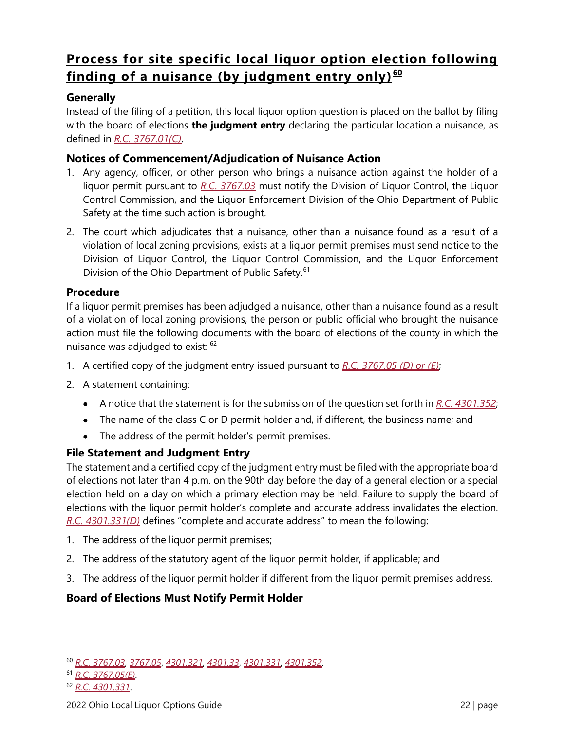## Process for site specific local liquor option election following finding of a nuisance (by judgment entry only)[60]

### Generally

Instead of the filing of a petition, this local liquor option question is placed on the ballot by filing with the board of elections **the judgment entry** declaring the particular location a nuisance, as defined in *R.C. 3767.01(C)*.

### Notices of Commencement/Adjudication of Nuisance Action

1. Any agency, officer, or other person who brings a nuisance action against the holder of a liquor permit pursuant to *R.C. 3767.03* must notify the Division of Liquor Control, the Liquor Control Commission, and the Liquor Enforcement Division of the Ohio Department of Public Safety at the time such action is brought.
2. The court which adjudicates that a nuisance, other than a nuisance found as a result of a violation of local zoning provisions, exists at a liquor permit premises must send notice to the Division of Liquor Control, the Liquor Control Commission, and the Liquor Enforcement Division of the Ohio Department of Public Safety.[61]

### Procedure

If a liquor permit premises has been adjudged a nuisance, other than a nuisance found as a result of a violation of local zoning provisions, the person or public official who brought the nuisance action must file the following documents with the board of elections of the county in which the nuisance was adjudged to exist: [62]

1. A certified copy of the judgment entry issued pursuant to *R.C. 3767.05 (D) or (E)*;
2. A statement containing:
   - A notice that the statement is for the submission of the question set forth in *R.C. 4301.352*;
   - The name of the class C or D permit holder and, if different, the business name; and
   - The address of the permit holder's permit premises.

### File Statement and Judgment Entry

The statement and a certified copy of the judgment entry must be filed with the appropriate board of elections not later than 4 p.m. on the 90th day before the day of a general election or a special election held on a day on which a primary election may be held. Failure to supply the board of elections with the liquor permit holder's complete and accurate address invalidates the election. *R.C. 4301.331(D)* defines "complete and accurate address" to mean the following:

1. The address of the liquor permit premises;
2. The address of the statutory agent of the liquor permit holder, if applicable; and
3. The address of the liquor permit holder if different from the liquor permit premises address.

### Board of Elections Must Notify Permit Holder

---

[60] *R.C. 3767.03*, *3767.05*, *4301.321*, *4301.33*, *4301.331*, *4301.352*.

[61] *R.C. 3767.05(E)*.

[62] *R.C. 4301.331*.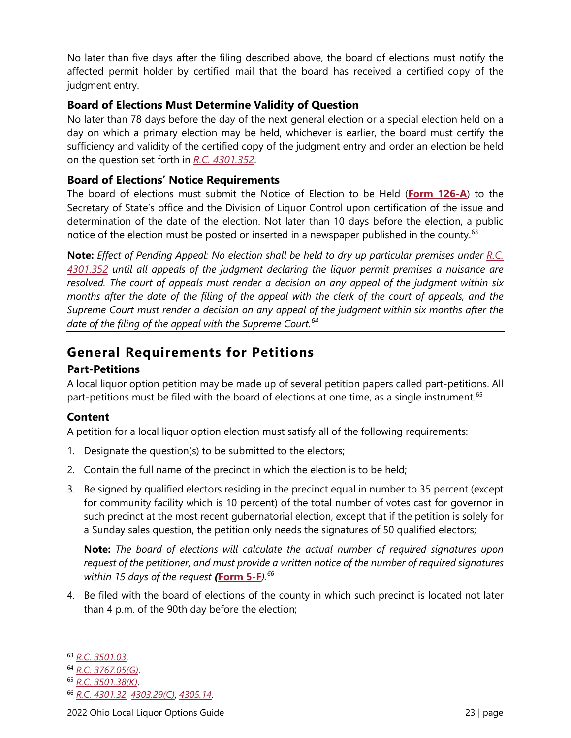No later than five days after the filing described above, the board of elections must notify the affected permit holder by certified mail that the board has received a certified copy of the judgment entry.

### Board of Elections Must Determine Validity of Question

No later than 78 days before the day of the next general election or a special election held on a day on which a primary election may be held, whichever is earlier, the board must certify the sufficiency and validity of the certified copy of the judgment entry and order an election be held on the question set forth in *R.C. 4301.352*.

### Board of Elections' Notice Requirements

The board of elections must submit the Notice of Election to be Held (**Form 126-A**) to the Secretary of State's office and the Division of Liquor Control upon certification of the issue and determination of the date of the election. Not later than 10 days before the election, a public notice of the election must be posted or inserted in a newspaper published in the county.[63]

**Note:** *Effect of Pending Appeal: No election shall be held to dry up particular premises under R.C. 4301.352 until all appeals of the judgment declaring the liquor permit premises a nuisance are resolved. The court of appeals must render a decision on any appeal of the judgment within six months after the date of the filing of the appeal with the clerk of the court of appeals, and the Supreme Court must render a decision on any appeal of the judgment within six months after the date of the filing of the appeal with the Supreme Court.*[64]

## General Requirements for Petitions

### Part-Petitions

A local liquor option petition may be made up of several petition papers called part-petitions. All part-petitions must be filed with the board of elections at one time, as a single instrument.[65]

### Content

A petition for a local liquor option election must satisfy all of the following requirements:

1. Designate the question(s) to be submitted to the electors;
2. Contain the full name of the precinct in which the election is to be held;
3. Be signed by qualified electors residing in the precinct equal in number to 35 percent (except for community facility which is 10 percent) of the total number of votes cast for governor in such precinct at the most recent gubernatorial election, except that if the petition is solely for a Sunday sales question, the petition only needs the signatures of 50 qualified electors;

   **Note:** *The board of elections will calculate the actual number of required signatures upon request of the petitioner, and must provide a written notice of the number of required signatures within 15 days of the request (**Form 5-F**).*[66]

4. Be filed with the board of elections of the county in which such precinct is located not later than 4 p.m. of the 90th day before the election;

---

[63] *R.C. 3501.03*.

[64] *R.C. 3767.05(G)*.

[65] *R.C. 3501.38(K)*.

[66] *R.C. 4301.32*, *4303.29(C)*, *4305.14*.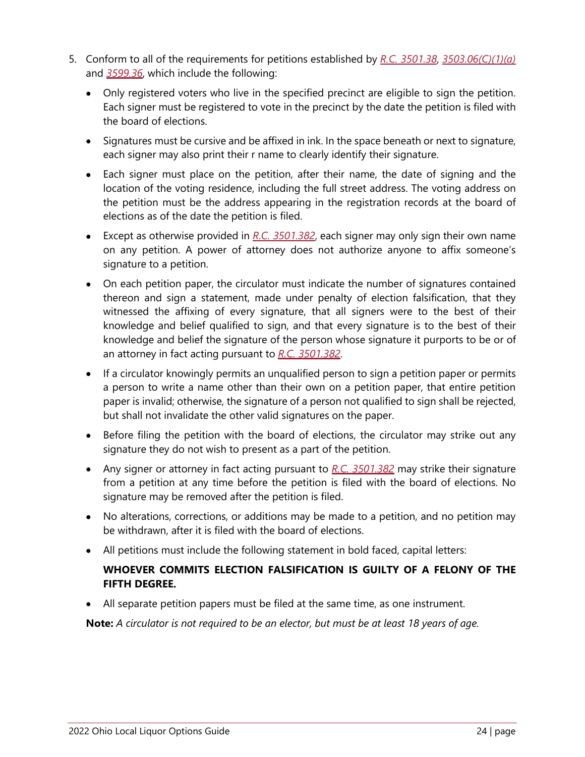5. Conform to all of the requirements for petitions established by *R.C. 3501.38*, *3503.06(C)(1)(a)* and *3599.36*, which include the following:

   - Only registered voters who live in the specified precinct are eligible to sign the petition. Each signer must be registered to vote in the precinct by the date the petition is filed with the board of elections.
   - Signatures must be cursive and be affixed in ink. In the space beneath or next to signature, each signer may also print their r name to clearly identify their signature.
   - Each signer must place on the petition, after their name, the date of signing and the location of the voting residence, including the full street address. The voting address on the petition must be the address appearing in the registration records at the board of elections as of the date the petition is filed.
   - Except as otherwise provided in *R.C. 3501.382*, each signer may only sign their own name on any petition. A power of attorney does not authorize anyone to affix someone's signature to a petition.
   - On each petition paper, the circulator must indicate the number of signatures contained thereon and sign a statement, made under penalty of election falsification, that they witnessed the affixing of every signature, that all signers were to the best of their knowledge and belief qualified to sign, and that every signature is to the best of their knowledge and belief the signature of the person whose signature it purports to be or of an attorney in fact acting pursuant to *R.C. 3501.382*.
   - If a circulator knowingly permits an unqualified person to sign a petition paper or permits a person to write a name other than their own on a petition paper, that entire petition paper is invalid; otherwise, the signature of a person not qualified to sign shall be rejected, but shall not invalidate the other valid signatures on the paper.
   - Before filing the petition with the board of elections, the circulator may strike out any signature they do not wish to present as a part of the petition.
   - Any signer or attorney in fact acting pursuant to *R.C. 3501.382* may strike their signature from a petition at any time before the petition is filed with the board of elections. No signature may be removed after the petition is filed.
   - No alterations, corrections, or additions may be made to a petition, and no petition may be withdrawn, after it is filed with the board of elections.
   - All petitions must include the following statement in bold faced, capital letters:

     **WHOEVER COMMITS ELECTION FALSIFICATION IS GUILTY OF A FELONY OF THE FIFTH DEGREE.**

   - All separate petition papers must be filed at the same time, as one instrument.

   **Note:** *A circulator is not required to be an elector, but must be at least 18 years of age.*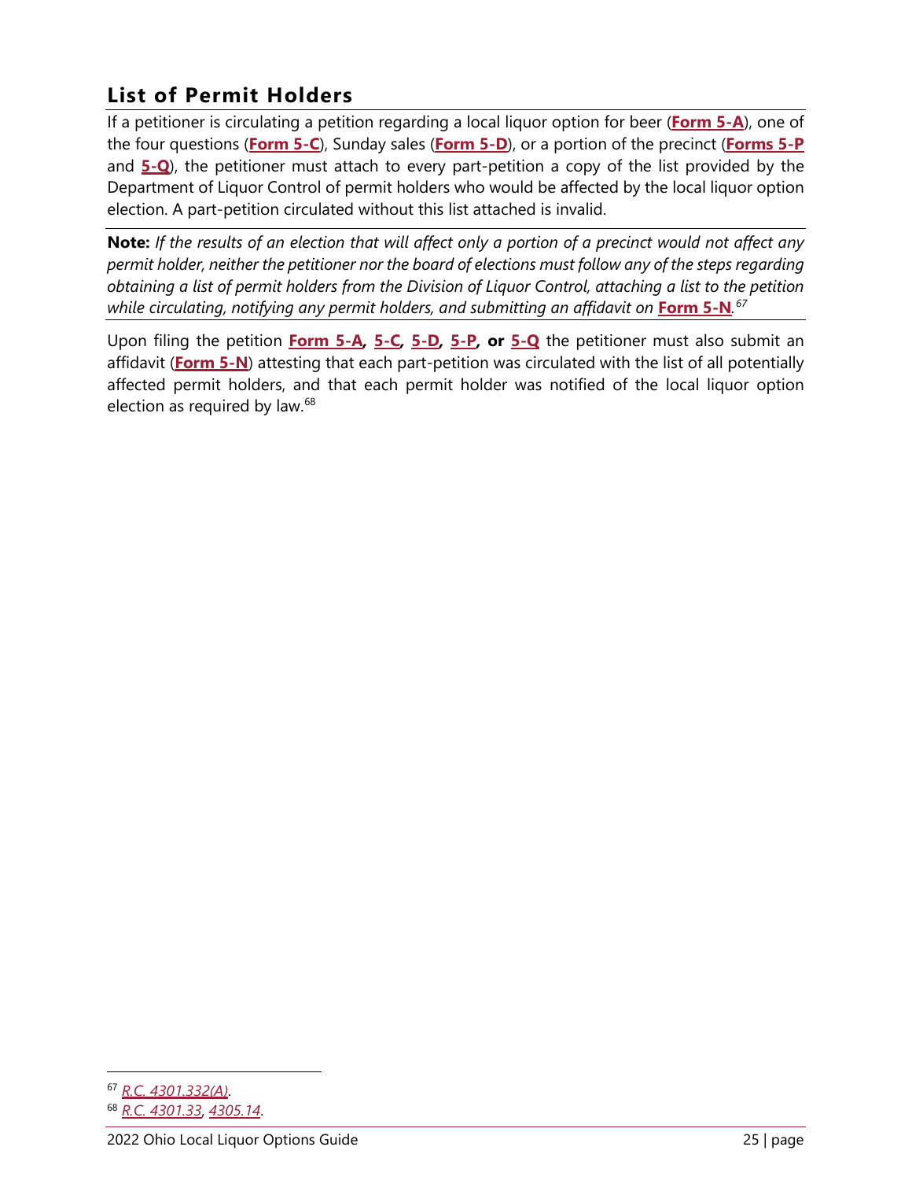## List of Permit Holders

If a petitioner is circulating a petition regarding a local liquor option for beer (**Form 5-A**), one of the four questions (**Form 5-C**), Sunday sales (**Form 5-D**), or a portion of the precinct (**Forms 5-P** and **5-Q**), the petitioner must attach to every part-petition a copy of the list provided by the Department of Liquor Control of permit holders who would be affected by the local liquor option election. A part-petition circulated without this list attached is invalid.

**Note:** *If the results of an election that will affect only a portion of a precinct would not affect any permit holder, neither the petitioner nor the board of elections must follow any of the steps regarding obtaining a list of permit holders from the Division of Liquor Control, attaching a list to the petition while circulating, notifying any permit holders, and submitting an affidavit on* **Form 5-N**.[67]

Upon filing the petition **Form 5-A, 5-C, 5-D, 5-P, or 5-Q** the petitioner must also submit an affidavit (**Form 5-N**) attesting that each part-petition was circulated with the list of all potentially affected permit holders, and that each permit holder was notified of the local liquor option election as required by law.[68]

---

[67] *R.C. 4301.332(A)*.

[68] *R.C. 4301.33*, *4305.14*.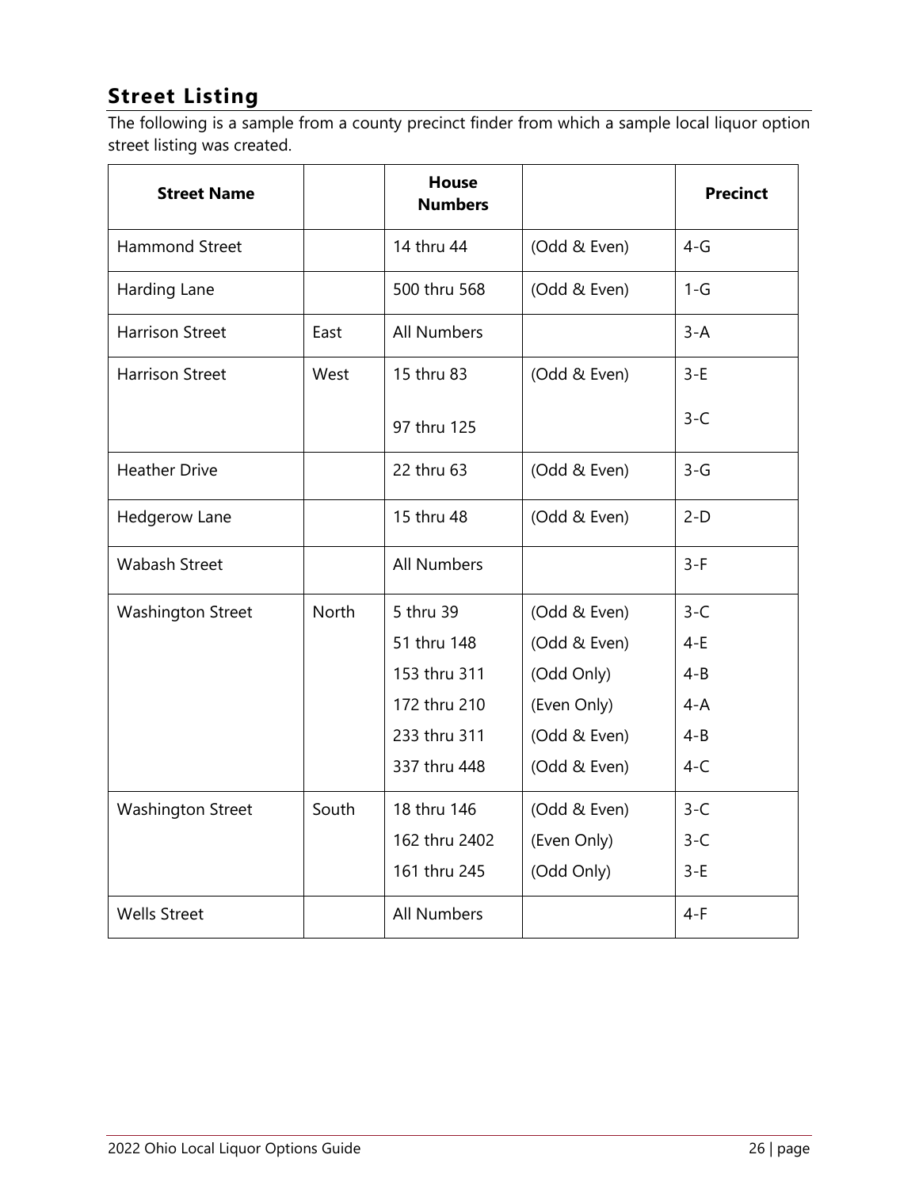## Street Listing

The following is a sample from a county precinct finder from which a sample local liquor option street listing was created.

| Street Name | | House Numbers | | Precinct |
|---|---|---|---|---|
| Hammond Street | | 14 thru 44 | (Odd & Even) | 4-G |
| Harding Lane | | 500 thru 568 | (Odd & Even) | 1-G |
| Harrison Street | East | All Numbers | | 3-A |
| Harrison Street | West | 15 thru 83 | (Odd & Even) | 3-E |
| | | 97 thru 125 | | 3-C |
| Heather Drive | | 22 thru 63 | (Odd & Even) | 3-G |
| Hedgerow Lane | | 15 thru 48 | (Odd & Even) | 2-D |
| Wabash Street | | All Numbers | | 3-F |
| Washington Street | North | 5 thru 39 | (Odd & Even) | 3-C |
| | | 51 thru 148 | (Odd & Even) | 4-E |
| | | 153 thru 311 | (Odd Only) | 4-B |
| | | 172 thru 210 | (Even Only) | 4-A |
| | | 233 thru 311 | (Odd & Even) | 4-B |
| | | 337 thru 448 | (Odd & Even) | 4-C |
| Washington Street | South | 18 thru 146 | (Odd & Even) | 3-C |
| | | 162 thru 2402 | (Even Only) | 3-C |
| | | 161 thru 245 | (Odd Only) | 3-E |
| Wells Street | | All Numbers | | 4-F |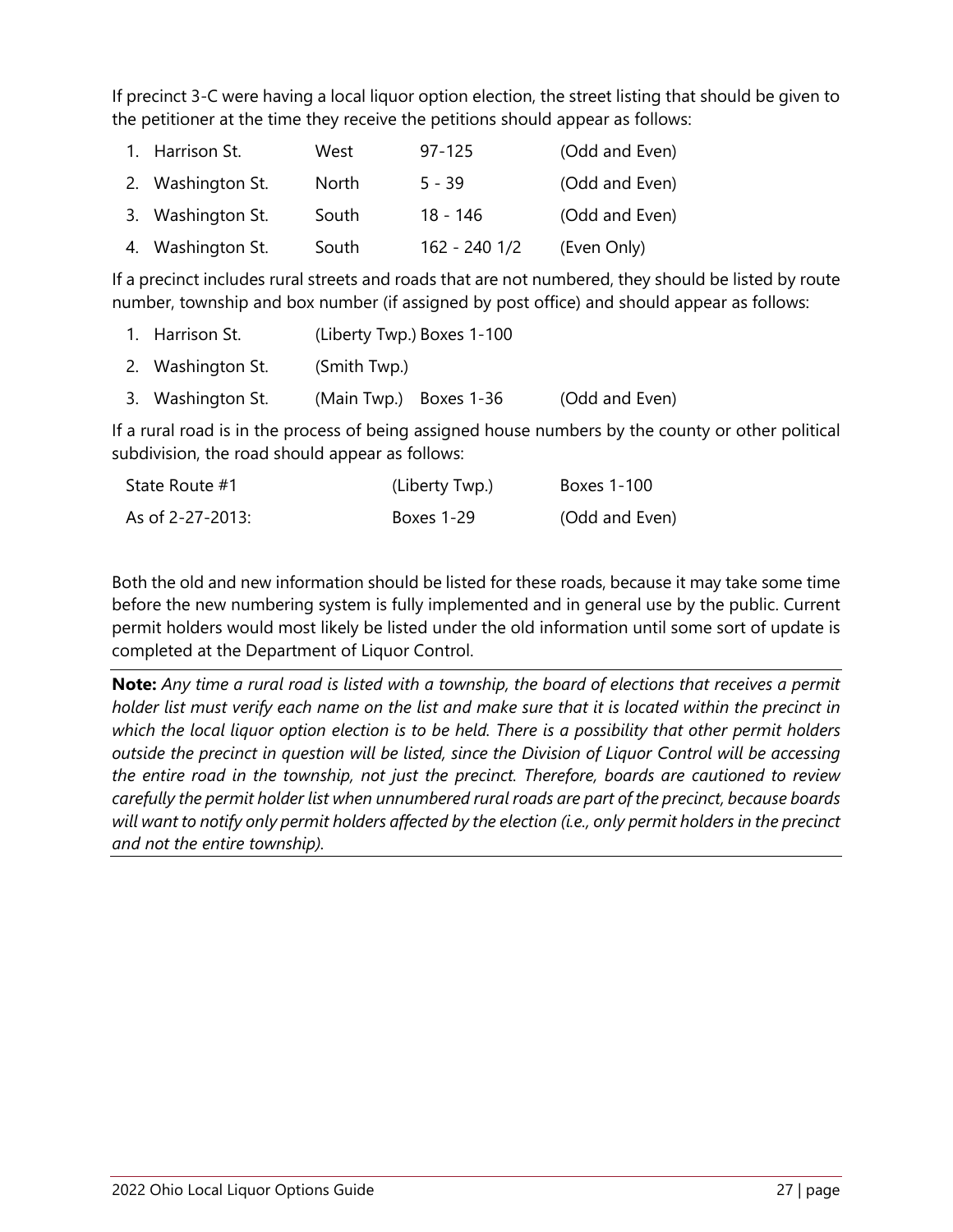If precinct 3-C were having a local liquor option election, the street listing that should be given to the petitioner at the time they receive the petitions should appear as follows:

| | | | |
|---|---|---|---|
| 1. Harrison St. | West | 97-125 | (Odd and Even) |
| 2. Washington St. | North | 5 - 39 | (Odd and Even) |
| 3. Washington St. | South | 18 - 146 | (Odd and Even) |
| 4. Washington St. | South | 162 - 240 1/2 | (Even Only) |

If a precinct includes rural streets and roads that are not numbered, they should be listed by route number, township and box number (if assigned by post office) and should appear as follows:

| | | |
|---|---|---|
| 1. Harrison St. | (Liberty Twp.) Boxes 1-100 | |
| 2. Washington St. | (Smith Twp.) | |
| 3. Washington St. | (Main Twp.) Boxes 1-36 | (Odd and Even) |

If a rural road is in the process of being assigned house numbers by the county or other political subdivision, the road should appear as follows:

| | | |
|---|---|---|
| State Route #1 | (Liberty Twp.) | Boxes 1-100 |
| As of 2-27-2013: | Boxes 1-29 | (Odd and Even) |

Both the old and new information should be listed for these roads, because it may take some time before the new numbering system is fully implemented and in general use by the public. Current permit holders would most likely be listed under the old information until some sort of update is completed at the Department of Liquor Control.

**Note:** *Any time a rural road is listed with a township, the board of elections that receives a permit holder list must verify each name on the list and make sure that it is located within the precinct in which the local liquor option election is to be held. There is a possibility that other permit holders outside the precinct in question will be listed, since the Division of Liquor Control will be accessing the entire road in the township, not just the precinct. Therefore, boards are cautioned to review carefully the permit holder list when unnumbered rural roads are part of the precinct, because boards will want to notify only permit holders affected by the election (i.e., only permit holders in the precinct and not the entire township).*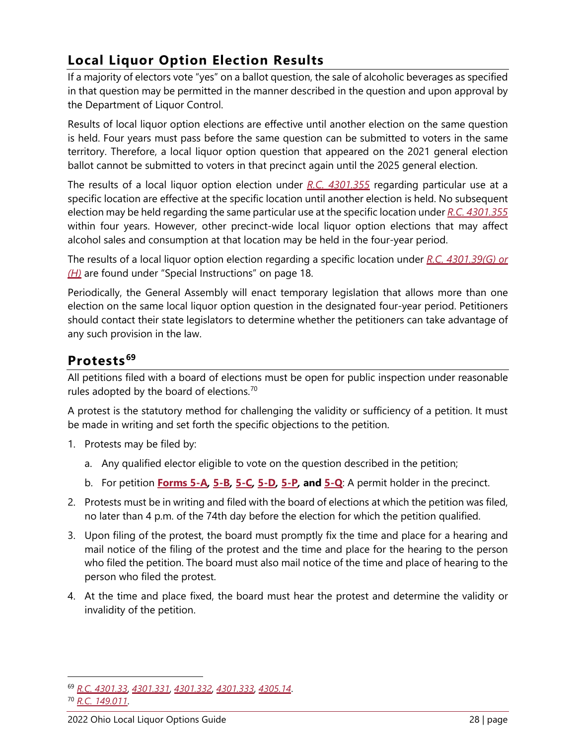## Local Liquor Option Election Results

If a majority of electors vote "yes" on a ballot question, the sale of alcoholic beverages as specified in that question may be permitted in the manner described in the question and upon approval by the Department of Liquor Control.

Results of local liquor option elections are effective until another election on the same question is held. Four years must pass before the same question can be submitted to voters in the same territory. Therefore, a local liquor option question that appeared on the 2021 general election ballot cannot be submitted to voters in that precinct again until the 2025 general election.

The results of a local liquor option election under *R.C. 4301.355* regarding particular use at a specific location are effective at the specific location until another election is held. No subsequent election may be held regarding the same particular use at the specific location under *R.C. 4301.355* within four years. However, other precinct-wide local liquor option elections that may affect alcohol sales and consumption at that location may be held in the four-year period.

The results of a local liquor option election regarding a specific location under *R.C. 4301.39(G) or (H)* are found under "Special Instructions" on page 18.

Periodically, the General Assembly will enact temporary legislation that allows more than one election on the same local liquor option question in the designated four-year period. Petitioners should contact their state legislators to determine whether the petitioners can take advantage of any such provision in the law.

## Protests[69]

All petitions filed with a board of elections must be open for public inspection under reasonable rules adopted by the board of elections.[70]

A protest is the statutory method for challenging the validity or sufficiency of a petition. It must be made in writing and set forth the specific objections to the petition.

1. Protests may be filed by:
   a. Any qualified elector eligible to vote on the question described in the petition;
   b. For petition **Forms 5-A, 5-B, 5-C, 5-D, 5-P, and 5-Q**: A permit holder in the precinct.
2. Protests must be in writing and filed with the board of elections at which the petition was filed, no later than 4 p.m. of the 74th day before the election for which the petition qualified.
3. Upon filing of the protest, the board must promptly fix the time and place for a hearing and mail notice of the filing of the protest and the time and place for the hearing to the person who filed the petition. The board must also mail notice of the time and place of hearing to the person who filed the protest.
4. At the time and place fixed, the board must hear the protest and determine the validity or invalidity of the petition.

---

[69] *R.C. 4301.33, 4301.331, 4301.332, 4301.333, 4305.14*.

[70] *R.C. 149.011*.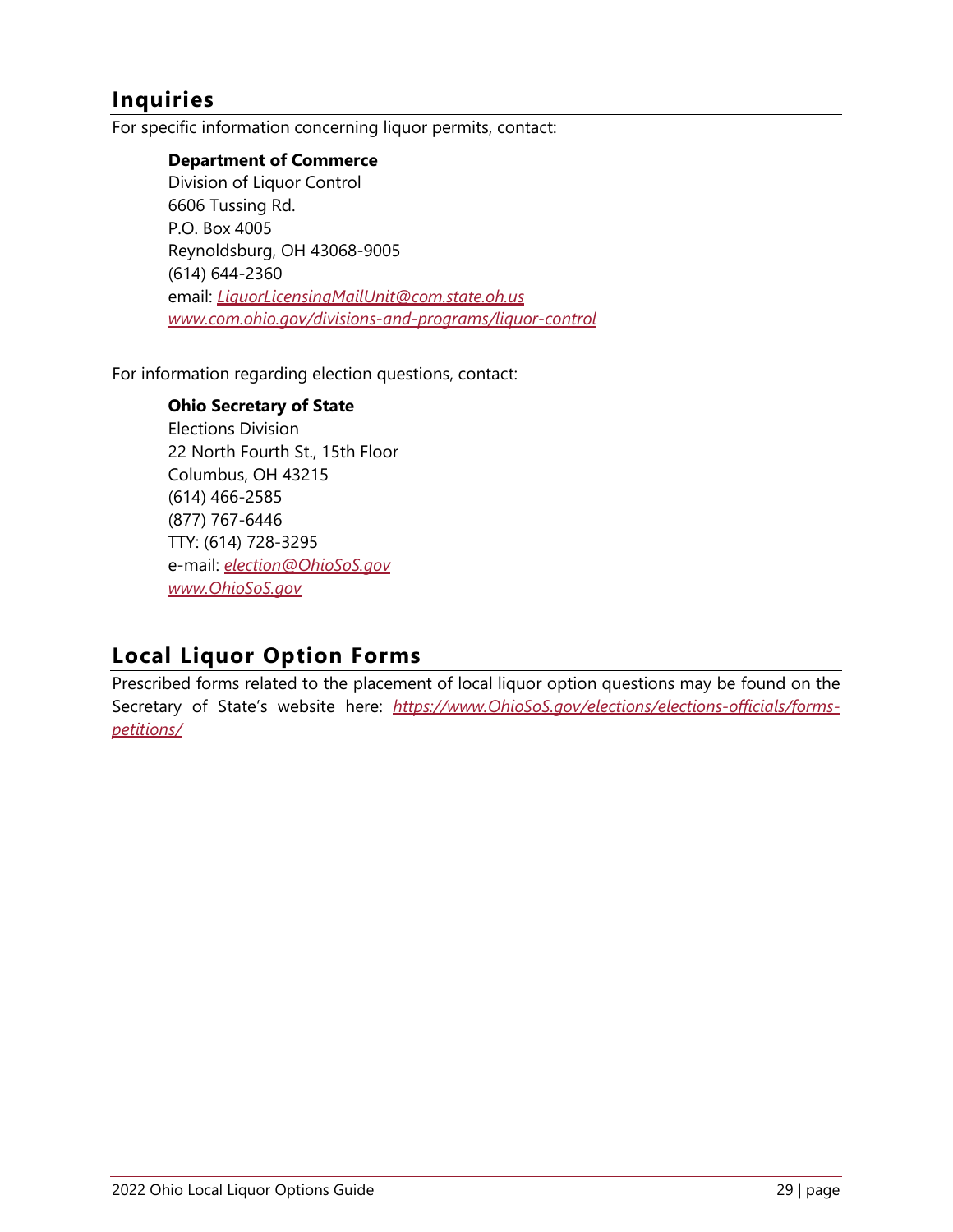## Inquiries

For specific information concerning liquor permits, contact:

> **Department of Commerce**
> Division of Liquor Control
> 6606 Tussing Rd.
> P.O. Box 4005
> Reynoldsburg, OH 43068-9005
> (614) 644-2360
> email: *LiquorLicensingMailUnit@com.state.oh.us*
> *www.com.ohio.gov/divisions-and-programs/liquor-control*

For information regarding election questions, contact:

> **Ohio Secretary of State**
> Elections Division
> 22 North Fourth St., 15th Floor
> Columbus, OH 43215
> (614) 466-2585
> (877) 767-6446
> TTY: (614) 728-3295
> e-mail: *election@OhioSoS.gov*
> *www.OhioSoS.gov*

## Local Liquor Option Forms

Prescribed forms related to the placement of local liquor option questions may be found on the Secretary of State's website here: *https://www.OhioSoS.gov/elections/elections-officials/forms-petitions/*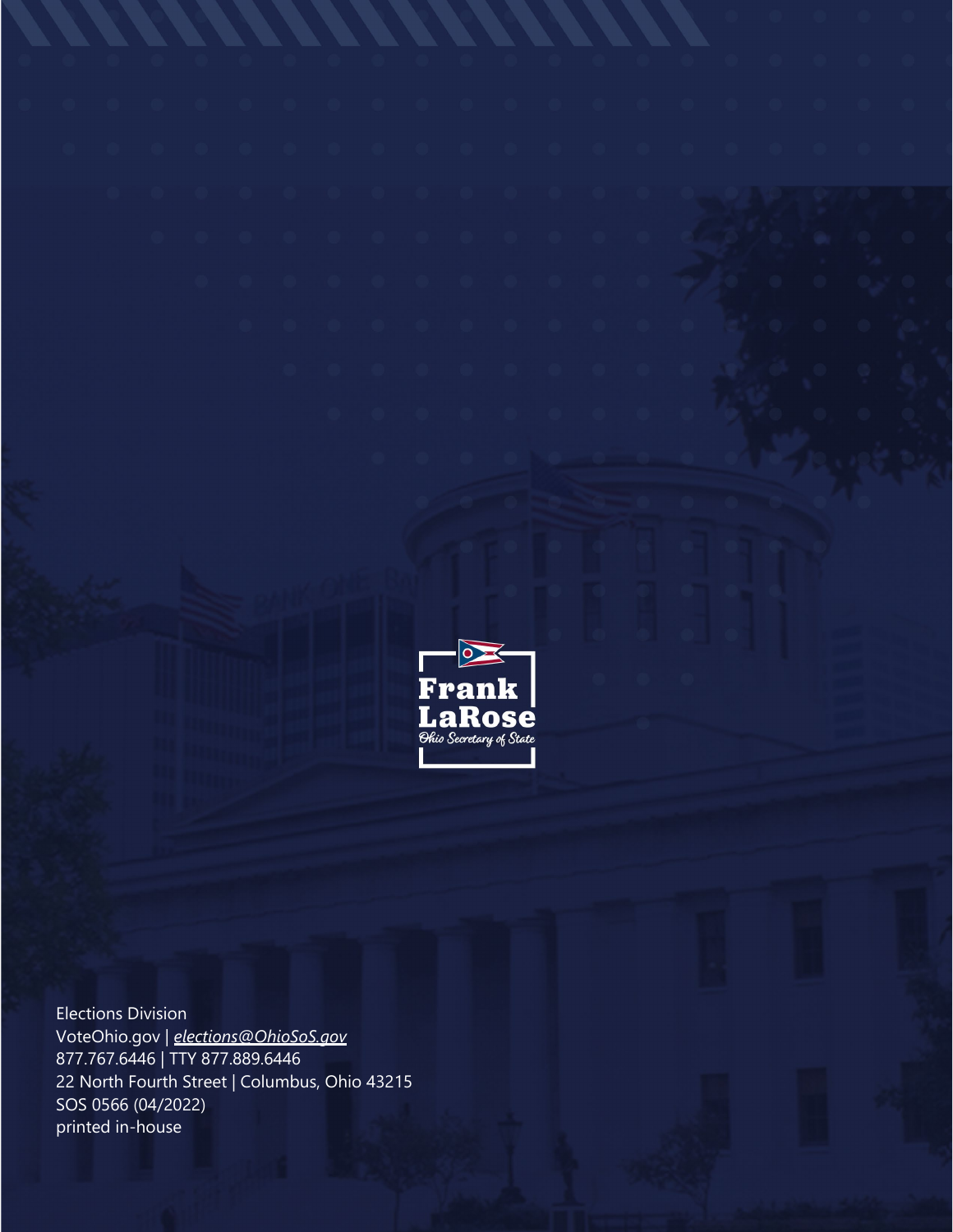Frank LaRose
Ohio Secretary of State

Elections Division
VoteOhio.gov | *elections@OhioSoS.gov*
877.767.6446 | TTY 877.889.6446
22 North Fourth Street | Columbus, Ohio 43215
SOS 0566 (04/2022)
printed in-house